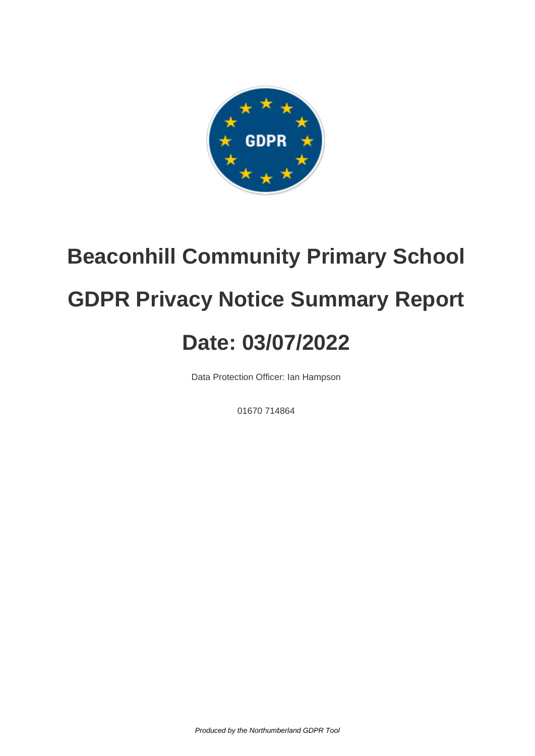# Beaconhill Community Primary School

# GDPR Privacy Notice Summary Report

# Date: 03/07/2022

Data Protection Officer: Ian Hampson

01670 714864

*Produced by the Northumberland GDPR Tool*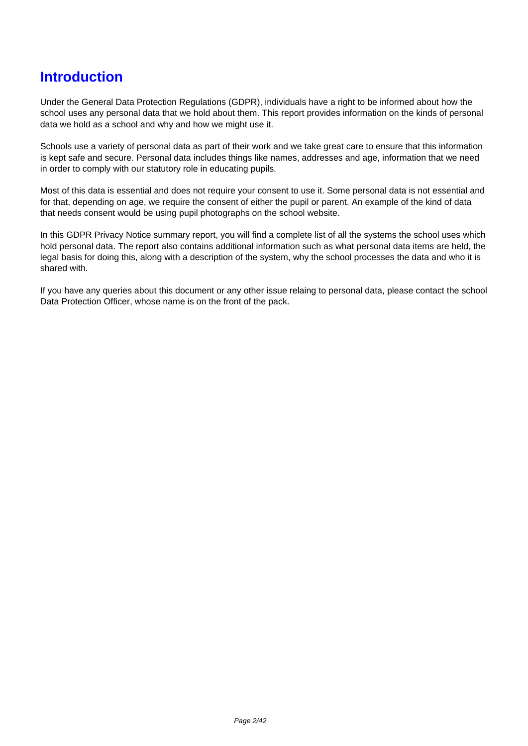# Introduction

Under the General Data Protection Regulations (GDPR), individuals have a right to be informed about how the school uses any personal data that we hold about them. This report provides information on the kinds of personal data we hold as a school and why and how we might use it.

Schools use a variety of personal data as part of their work and we take great care to ensure that this information is kept safe and secure. Personal data includes things like names, addresses and age, information that we need in order to comply with our statutory role in educating pupils.

Most of this data is essential and does not require your consent to use it. Some personal data is not essential and for that, depending on age, we require the consent of either the pupil or parent. An example of the kind of data that needs consent would be using pupil photographs on the school website.

In this GDPR Privacy Notice summary report, you will find a complete list of all the systems the school uses which hold personal data. The report also contains additional information such as what personal data items are held, the legal basis for doing this, along with a description of the system, why the school processes the data and who it is shared with.

If you have any queries about this document or any other issue relaing to personal data, please contact the school Data Protection Officer, whose name is on the front of the pack.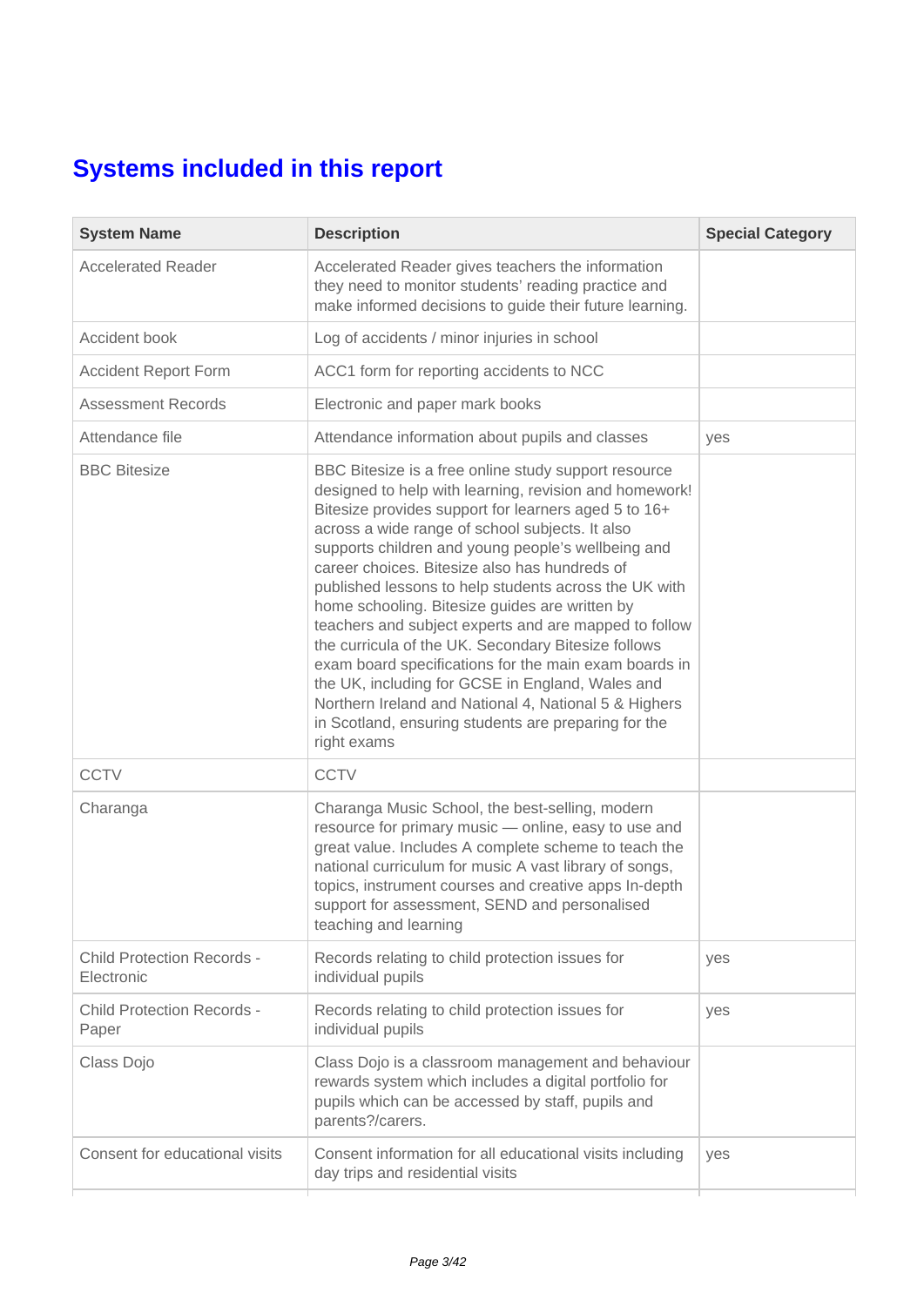## Systems included in this report

| System Name | Description | Special Category |
|---|---|---|
| Accelerated Reader | Accelerated Reader gives teachers the information they need to monitor students' reading practice and make informed decisions to guide their future learning. | |
| Accident book | Log of accidents / minor injuries in school | |
| Accident Report Form | ACC1 form for reporting accidents to NCC | |
| Assessment Records | Electronic and paper mark books | |
| Attendance file | Attendance information about pupils and classes | yes |
| BBC Bitesize | BBC Bitesize is a free online study support resource designed to help with learning, revision and homework! Bitesize provides support for learners aged 5 to 16+ across a wide range of school subjects. It also supports children and young people's wellbeing and career choices. Bitesize also has hundreds of published lessons to help students across the UK with home schooling. Bitesize guides are written by teachers and subject experts and are mapped to follow the curricula of the UK. Secondary Bitesize follows exam board specifications for the main exam boards in the UK, including for GCSE in England, Wales and Northern Ireland and National 4, National 5 & Highers in Scotland, ensuring students are preparing for the right exams | |
| CCTV | CCTV | |
| Charanga | Charanga Music School, the best-selling, modern resource for primary music — online, easy to use and great value. Includes A complete scheme to teach the national curriculum for music A vast library of songs, topics, instrument courses and creative apps In-depth support for assessment, SEND and personalised teaching and learning | |
| Child Protection Records - Electronic | Records relating to child protection issues for individual pupils | yes |
| Child Protection Records - Paper | Records relating to child protection issues for individual pupils | yes |
| Class Dojo | Class Dojo is a classroom management and behaviour rewards system which includes a digital portfolio for pupils which can be accessed by staff, pupils and parents?/carers. | |
| Consent for educational visits | Consent information for all educational visits including day trips and residential visits | yes |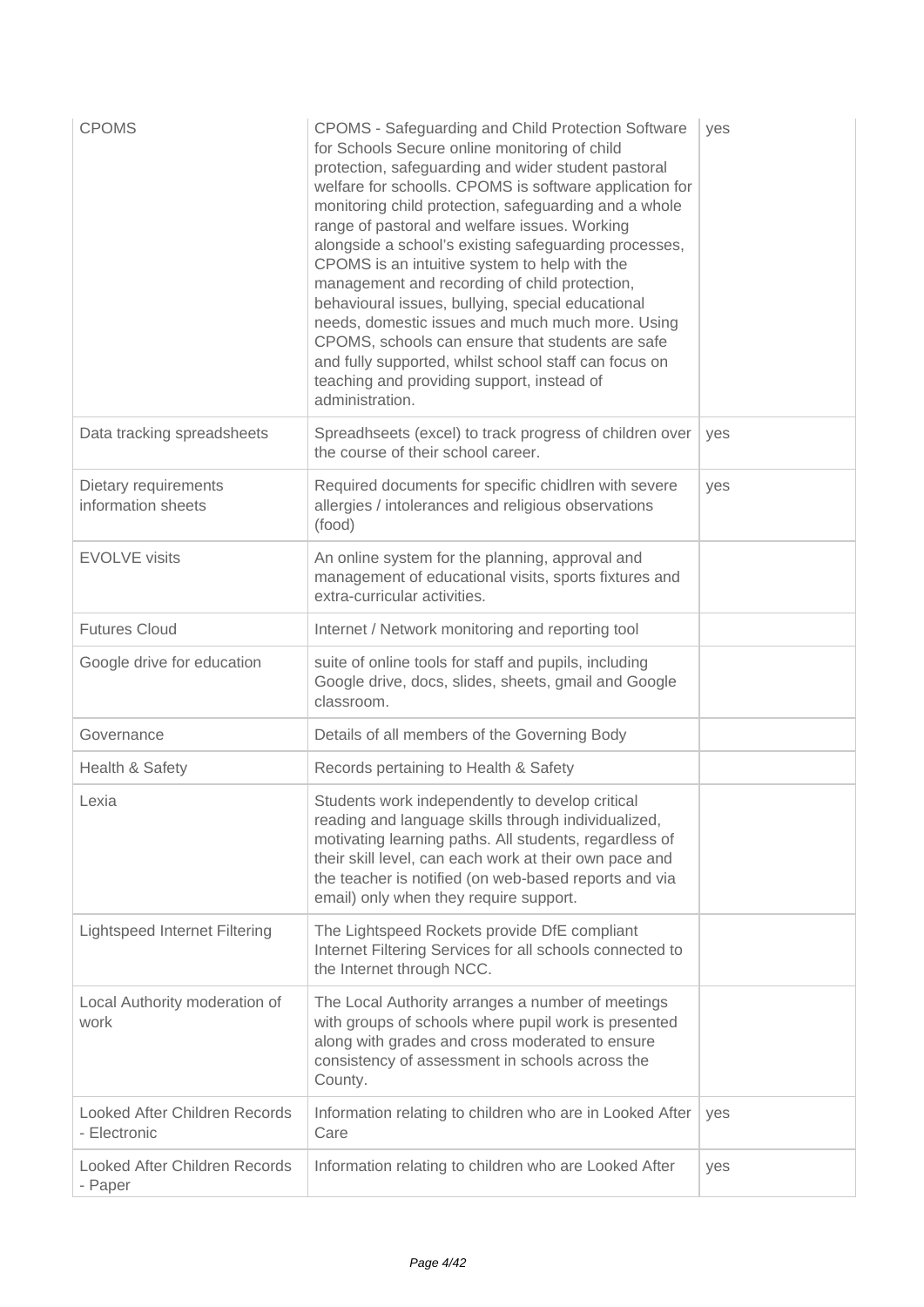| | | |
|---|---|---|
| CPOMS | CPOMS - Safeguarding and Child Protection Software for Schools Secure online monitoring of child protection, safeguarding and wider student pastoral welfare for schoolls. CPOMS is software application for monitoring child protection, safeguarding and a whole range of pastoral and welfare issues. Working alongside a school's existing safeguarding processes, CPOMS is an intuitive system to help with the management and recording of child protection, behavioural issues, bullying, special educational needs, domestic issues and much much more. Using CPOMS, schools can ensure that students are safe and fully supported, whilst school staff can focus on teaching and providing support, instead of administration. | yes |
| Data tracking spreadsheets | Spreadhseets (excel) to track progress of children over the course of their school career. | yes |
| Dietary requirements information sheets | Required documents for specific chidlren with severe allergies / intolerances and religious observations (food) | yes |
| EVOLVE visits | An online system for the planning, approval and management of educational visits, sports fixtures and extra-curricular activities. | |
| Futures Cloud | Internet / Network monitoring and reporting tool | |
| Google drive for education | suite of online tools for staff and pupils, including Google drive, docs, slides, sheets, gmail and Google classroom. | |
| Governance | Details of all members of the Governing Body | |
| Health & Safety | Records pertaining to Health & Safety | |
| Lexia | Students work independently to develop critical reading and language skills through individualized, motivating learning paths. All students, regardless of their skill level, can each work at their own pace and the teacher is notified (on web-based reports and via email) only when they require support. | |
| Lightspeed Internet Filtering | The Lightspeed Rockets provide DfE compliant Internet Filtering Services for all schools connected to the Internet through NCC. | |
| Local Authority moderation of work | The Local Authority arranges a number of meetings with groups of schools where pupil work is presented along with grades and cross moderated to ensure consistency of assessment in schools across the County. | |
| Looked After Children Records - Electronic | Information relating to children who are in Looked After Care | yes |
| Looked After Children Records - Paper | Information relating to children who are Looked After | yes |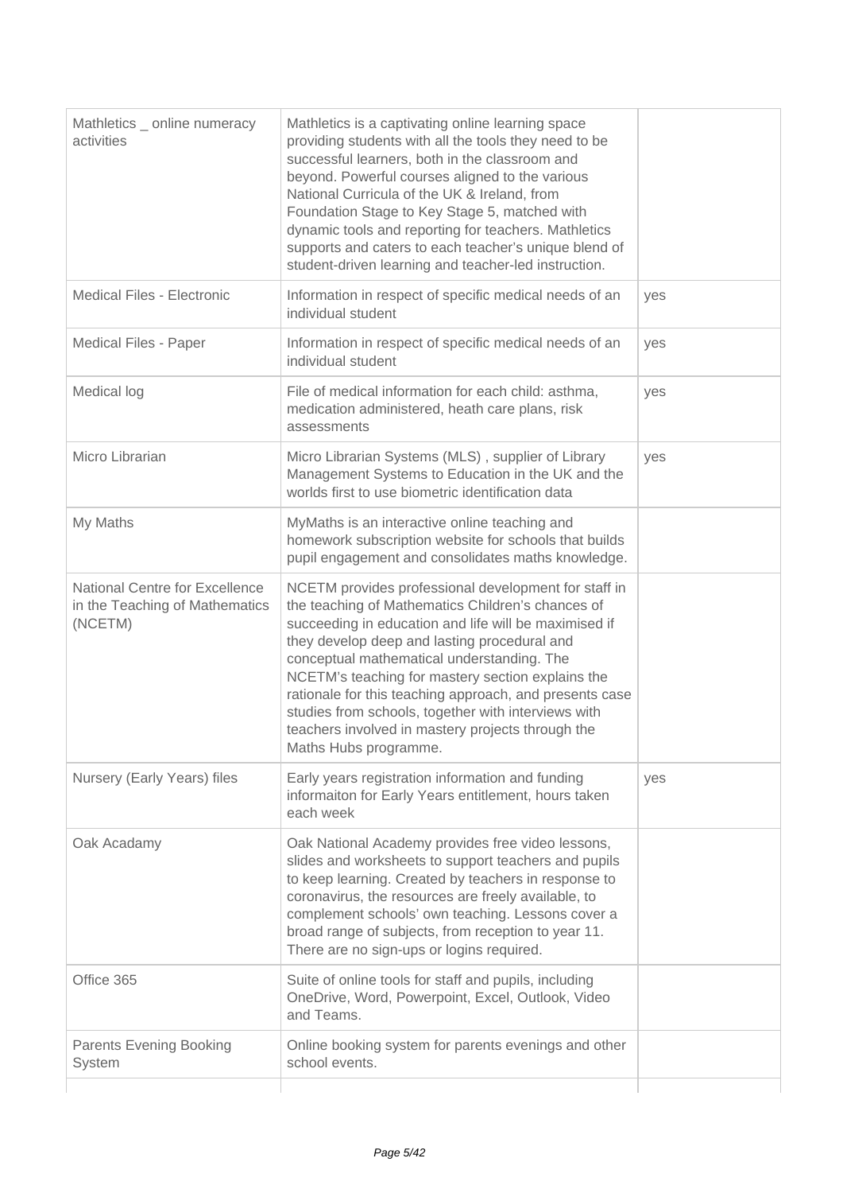| | | |
|---|---|---|
| Mathletics _ online numeracy activities | Mathletics is a captivating online learning space providing students with all the tools they need to be successful learners, both in the classroom and beyond. Powerful courses aligned to the various National Curricula of the UK & Ireland, from Foundation Stage to Key Stage 5, matched with dynamic tools and reporting for teachers. Mathletics supports and caters to each teacher's unique blend of student-driven learning and teacher-led instruction. | |
| Medical Files - Electronic | Information in respect of specific medical needs of an individual student | yes |
| Medical Files - Paper | Information in respect of specific medical needs of an individual student | yes |
| Medical log | File of medical information for each child: asthma, medication administered, heath care plans, risk assessments | yes |
| Micro Librarian | Micro Librarian Systems (MLS) , supplier of Library Management Systems to Education in the UK and the worlds first to use biometric identification data | yes |
| My Maths | MyMaths is an interactive online teaching and homework subscription website for schools that builds pupil engagement and consolidates maths knowledge. | |
| National Centre for Excellence in the Teaching of Mathematics (NCETM) | NCETM provides professional development for staff in the teaching of Mathematics Children's chances of succeeding in education and life will be maximised if they develop deep and lasting procedural and conceptual mathematical understanding. The NCETM's teaching for mastery section explains the rationale for this teaching approach, and presents case studies from schools, together with interviews with teachers involved in mastery projects through the Maths Hubs programme. | |
| Nursery (Early Years) files | Early years registration information and funding informaiton for Early Years entitlement, hours taken each week | yes |
| Oak Acadamy | Oak National Academy provides free video lessons, slides and worksheets to support teachers and pupils to keep learning. Created by teachers in response to coronavirus, the resources are freely available, to complement schools' own teaching. Lessons cover a broad range of subjects, from reception to year 11. There are no sign-ups or logins required. | |
| Office 365 | Suite of online tools for staff and pupils, including OneDrive, Word, Powerpoint, Excel, Outlook, Video and Teams. | |
| Parents Evening Booking System | Online booking system for parents evenings and other school events. | |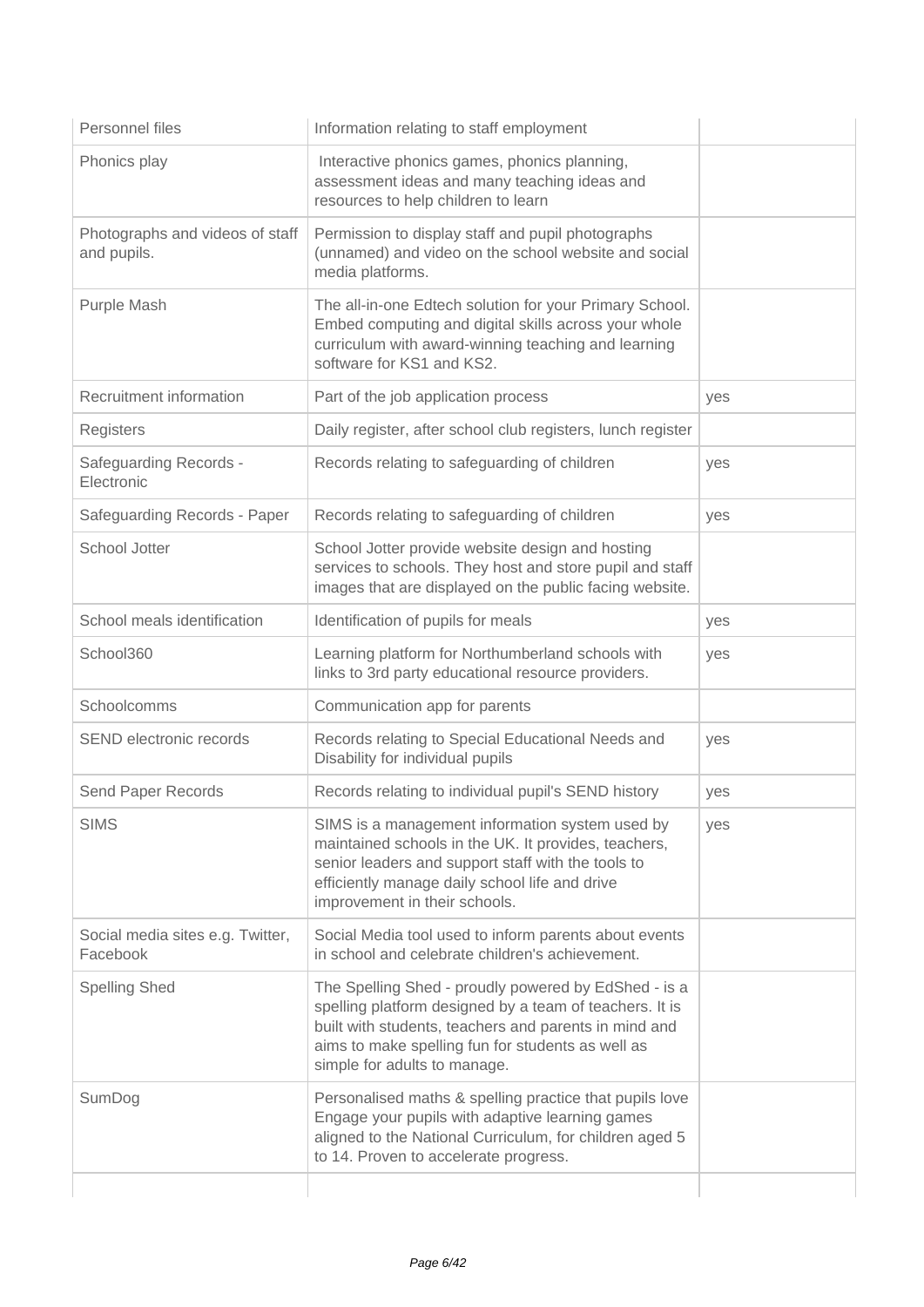| | | |
|---|---|---|
| Personnel files | Information relating to staff employment | |
| Phonics play | Interactive phonics games, phonics planning, assessment ideas and many teaching ideas and resources to help children to learn | |
| Photographs and videos of staff and pupils. | Permission to display staff and pupil photographs (unnamed) and video on the school website and social media platforms. | |
| Purple Mash | The all-in-one Edtech solution for your Primary School. Embed computing and digital skills across your whole curriculum with award-winning teaching and learning software for KS1 and KS2. | |
| Recruitment information | Part of the job application process | yes |
| Registers | Daily register, after school club registers, lunch register | |
| Safeguarding Records - Electronic | Records relating to safeguarding of children | yes |
| Safeguarding Records - Paper | Records relating to safeguarding of children | yes |
| School Jotter | School Jotter provide website design and hosting services to schools. They host and store pupil and staff images that are displayed on the public facing website. | |
| School meals identification | Identification of pupils for meals | yes |
| School360 | Learning platform for Northumberland schools with links to 3rd party educational resource providers. | yes |
| Schoolcomms | Communication app for parents | |
| SEND electronic records | Records relating to Special Educational Needs and Disability for individual pupils | yes |
| Send Paper Records | Records relating to individual pupil's SEND history | yes |
| SIMS | SIMS is a management information system used by maintained schools in the UK. It provides, teachers, senior leaders and support staff with the tools to efficiently manage daily school life and drive improvement in their schools. | yes |
| Social media sites e.g. Twitter, Facebook | Social Media tool used to inform parents about events in school and celebrate children's achievement. | |
| Spelling Shed | The Spelling Shed - proudly powered by EdShed - is a spelling platform designed by a team of teachers. It is built with students, teachers and parents in mind and aims to make spelling fun for students as well as simple for adults to manage. | |
| SumDog | Personalised maths & spelling practice that pupils love Engage your pupils with adaptive learning games aligned to the National Curriculum, for children aged 5 to 14. Proven to accelerate progress. | |
| | | |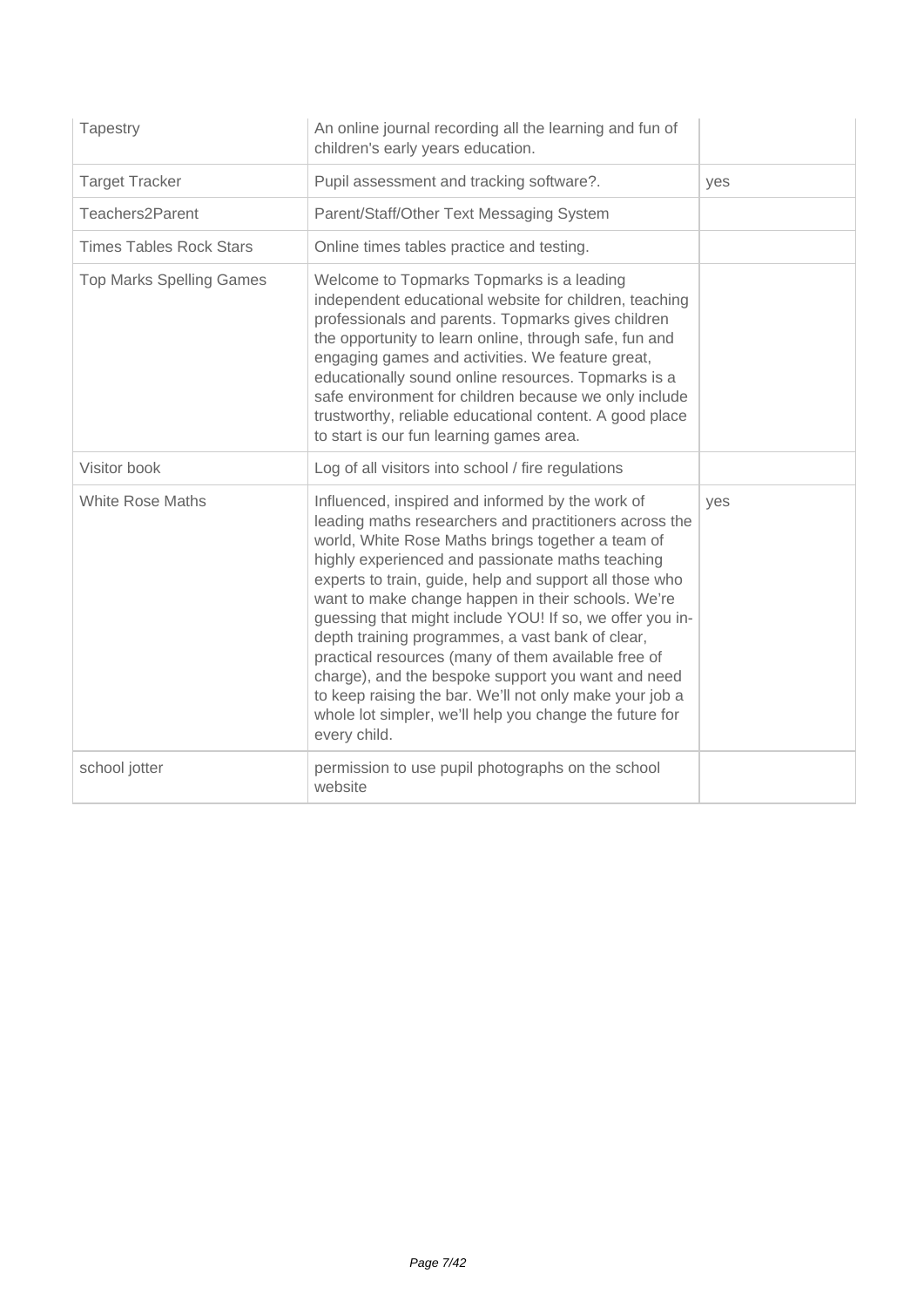| | | |
|---|---|---|
| Tapestry | An online journal recording all the learning and fun of children's early years education. | |
| Target Tracker | Pupil assessment and tracking software?. | yes |
| Teachers2Parent | Parent/Staff/Other Text Messaging System | |
| Times Tables Rock Stars | Online times tables practice and testing. | |
| Top Marks Spelling Games | Welcome to Topmarks Topmarks is a leading independent educational website for children, teaching professionals and parents. Topmarks gives children the opportunity to learn online, through safe, fun and engaging games and activities. We feature great, educationally sound online resources. Topmarks is a safe environment for children because we only include trustworthy, reliable educational content. A good place to start is our fun learning games area. | |
| Visitor book | Log of all visitors into school / fire regulations | |
| White Rose Maths | Influenced, inspired and informed by the work of leading maths researchers and practitioners across the world, White Rose Maths brings together a team of highly experienced and passionate maths teaching experts to train, guide, help and support all those who want to make change happen in their schools. We're guessing that might include YOU! If so, we offer you in-depth training programmes, a vast bank of clear, practical resources (many of them available free of charge), and the bespoke support you want and need to keep raising the bar. We'll not only make your job a whole lot simpler, we'll help you change the future for every child. | yes |
| school jotter | permission to use pupil photographs on the school website | |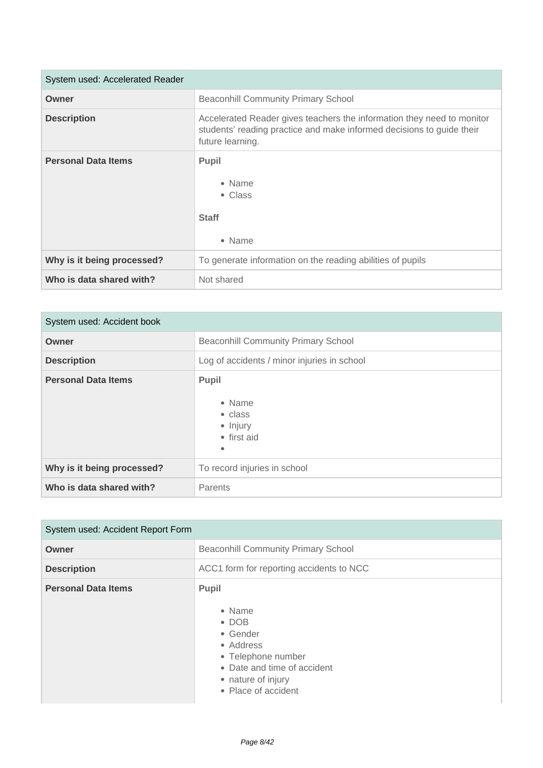| System used: Accelerated Reader | |
|---|---|
| **Owner** | Beaconhill Community Primary School |
| **Description** | Accelerated Reader gives teachers the information they need to monitor students' reading practice and make informed decisions to guide their future learning. |
| **Personal Data Items** | **Pupil**<br><br>• Name<br>• Class<br><br>**Staff**<br><br>• Name |
| **Why is it being processed?** | To generate information on the reading abilities of pupils |
| **Who is data shared with?** | Not shared |

| System used: Accident book | |
|---|---|
| **Owner** | Beaconhill Community Primary School |
| **Description** | Log of accidents / minor injuries in school |
| **Personal Data Items** | **Pupil**<br><br>• Name<br>• class<br>• Injury<br>• first aid<br>• |
| **Why is it being processed?** | To record injuries in school |
| **Who is data shared with?** | Parents |

| System used: Accident Report Form | |
|---|---|
| **Owner** | Beaconhill Community Primary School |
| **Description** | ACC1 form for reporting accidents to NCC |
| **Personal Data Items** | **Pupil**<br><br>• Name<br>• DOB<br>• Gender<br>• Address<br>• Telephone number<br>• Date and time of accident<br>• nature of injury<br>• Place of accident |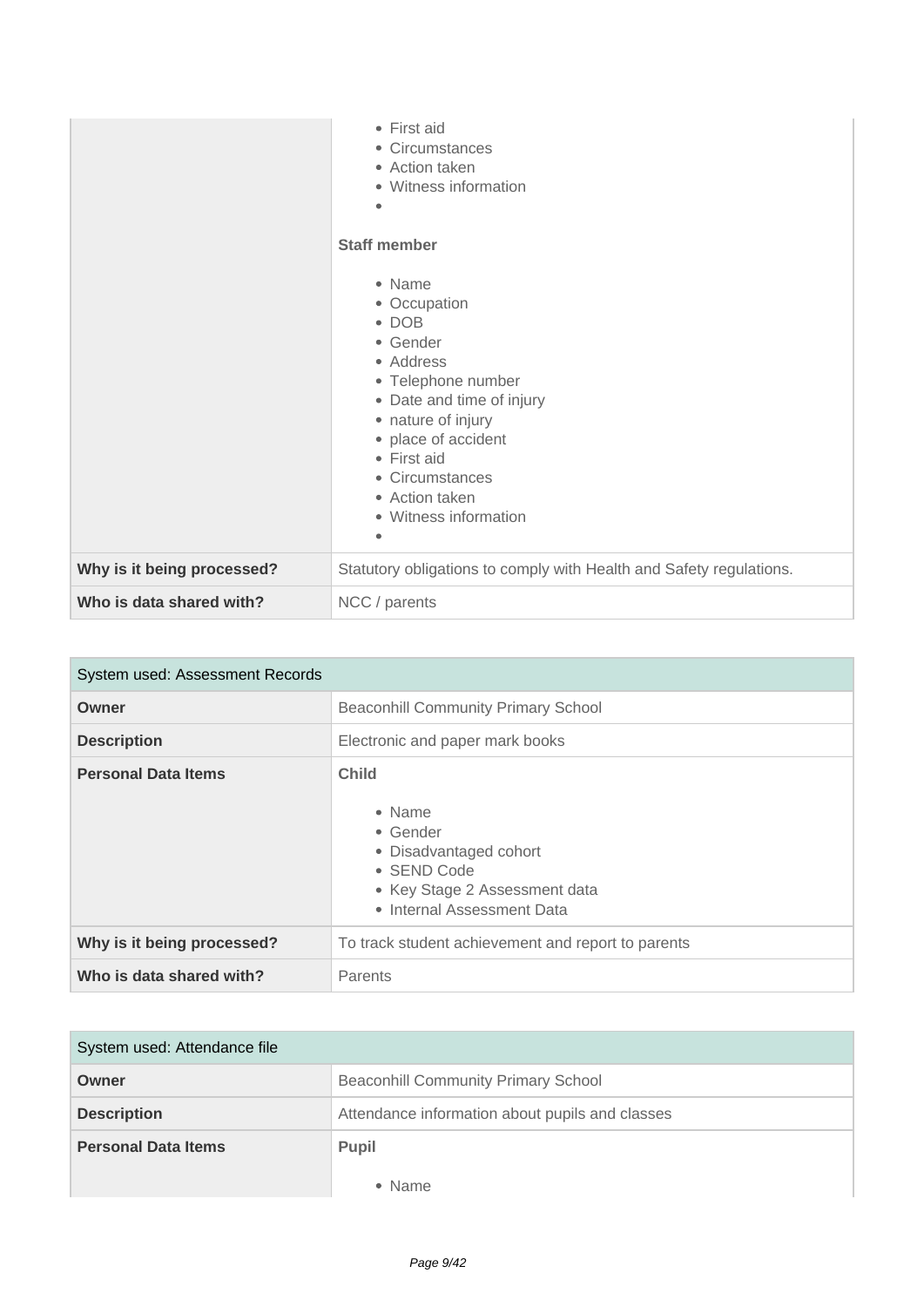| | |
|---|---|
| | • First aid<br>• Circumstances<br>• Action taken<br>• Witness information<br>•<br><br>**Staff member**<br><br>• Name<br>• Occupation<br>• DOB<br>• Gender<br>• Address<br>• Telephone number<br>• Date and time of injury<br>• nature of injury<br>• place of accident<br>• First aid<br>• Circumstances<br>• Action taken<br>• Witness information<br>• |
| **Why is it being processed?** | Statutory obligations to comply with Health and Safety regulations. |
| **Who is data shared with?** | NCC / parents |

| System used: Assessment Records | |
|---|---|
| **Owner** | Beaconhill Community Primary School |
| **Description** | Electronic and paper mark books |
| **Personal Data Items** | **Child**<br><br>• Name<br>• Gender<br>• Disadvantaged cohort<br>• SEND Code<br>• Key Stage 2 Assessment data<br>• Internal Assessment Data |
| **Why is it being processed?** | To track student achievement and report to parents |
| **Who is data shared with?** | Parents |

| System used: Attendance file | |
|---|---|
| **Owner** | Beaconhill Community Primary School |
| **Description** | Attendance information about pupils and classes |
| **Personal Data Items** | **Pupil**<br><br>• Name |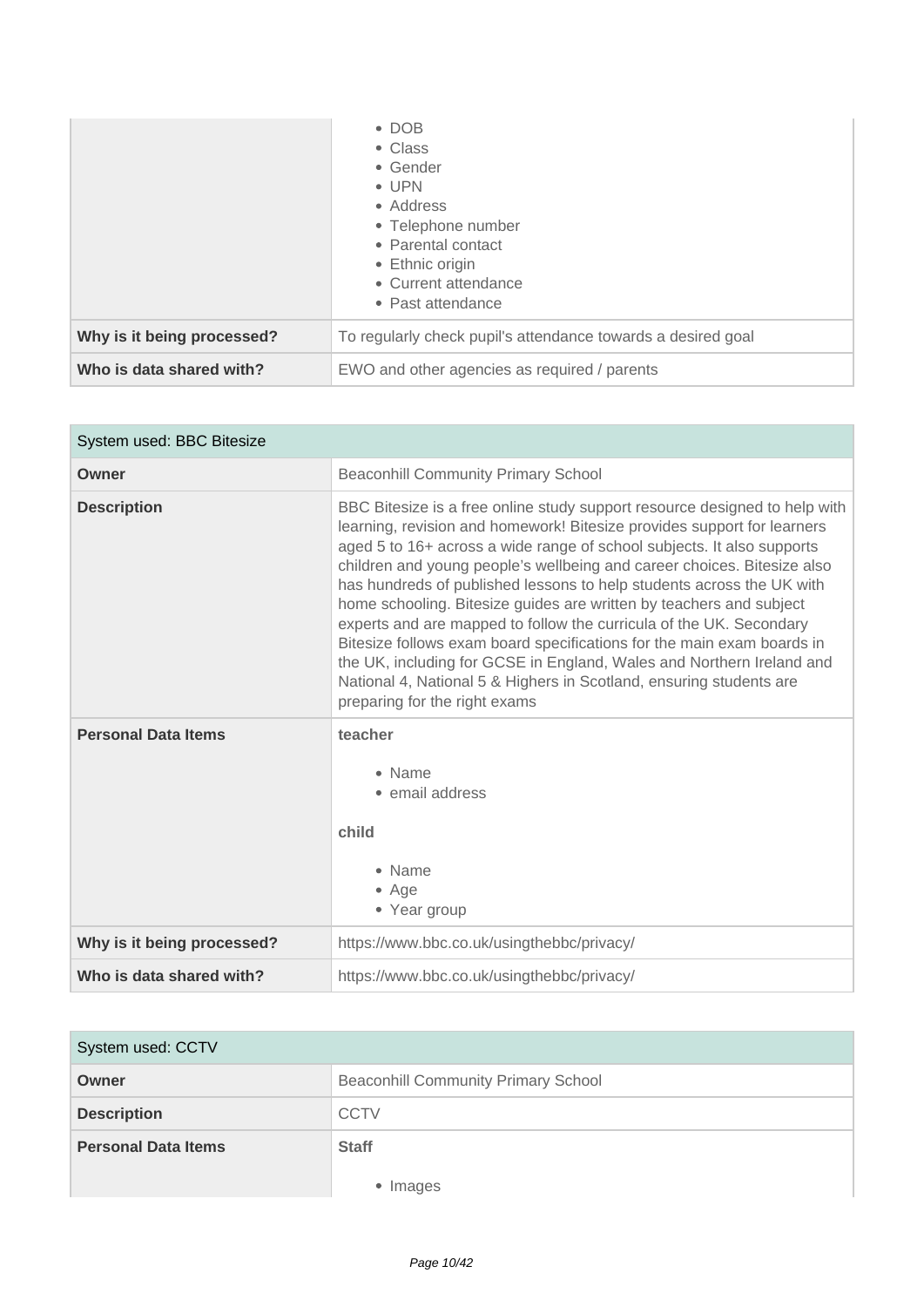| | |
|---|---|
| | • DOB<br>• Class<br>• Gender<br>• UPN<br>• Address<br>• Telephone number<br>• Parental contact<br>• Ethnic origin<br>• Current attendance<br>• Past attendance |
| **Why is it being processed?** | To regularly check pupil's attendance towards a desired goal |
| **Who is data shared with?** | EWO and other agencies as required / parents |

| System used: BBC Bitesize | |
|---|---|
| **Owner** | Beaconhill Community Primary School |
| **Description** | BBC Bitesize is a free online study support resource designed to help with learning, revision and homework! Bitesize provides support for learners aged 5 to 16+ across a wide range of school subjects. It also supports children and young people's wellbeing and career choices. Bitesize also has hundreds of published lessons to help students across the UK with home schooling. Bitesize guides are written by teachers and subject experts and are mapped to follow the curricula of the UK. Secondary Bitesize follows exam board specifications for the main exam boards in the UK, including for GCSE in England, Wales and Northern Ireland and National 4, National 5 & Highers in Scotland, ensuring students are preparing for the right exams |
| **Personal Data Items** | **teacher**<br>• Name<br>• email address<br>**child**<br>• Name<br>• Age<br>• Year group |
| **Why is it being processed?** | https://www.bbc.co.uk/usingthebbc/privacy/ |
| **Who is data shared with?** | https://www.bbc.co.uk/usingthebbc/privacy/ |

| System used: CCTV | |
|---|---|
| **Owner** | Beaconhill Community Primary School |
| **Description** | CCTV |
| **Personal Data Items** | **Staff**<br>• Images |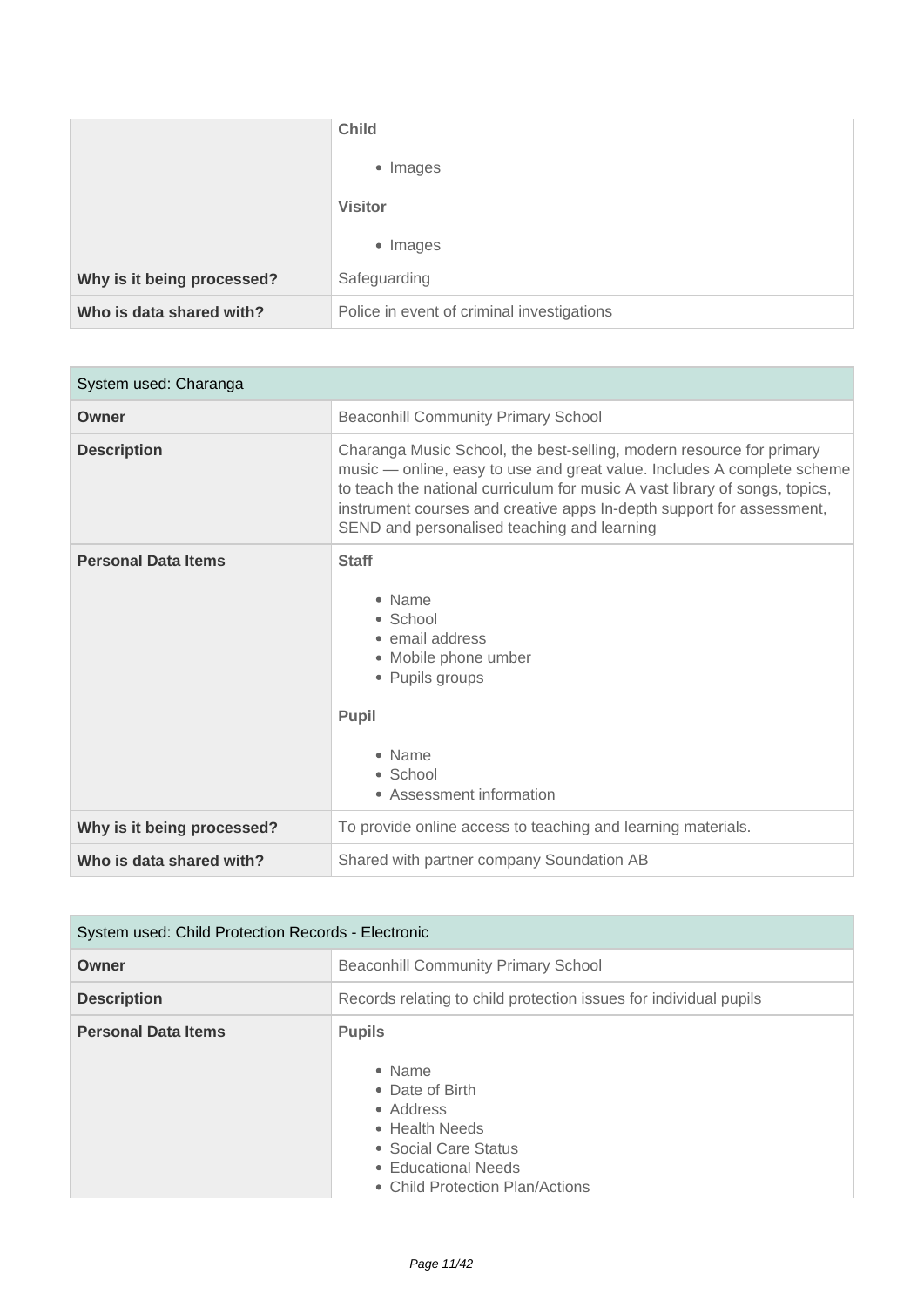| | |
|---|---|
| | **Child**<br><br>• Images<br><br>**Visitor**<br><br>• Images |
| **Why is it being processed?** | Safeguarding |
| **Who is data shared with?** | Police in event of criminal investigations |

| System used: Charanga | |
|---|---|
| **Owner** | Beaconhill Community Primary School |
| **Description** | Charanga Music School, the best-selling, modern resource for primary music — online, easy to use and great value. Includes A complete scheme to teach the national curriculum for music A vast library of songs, topics, instrument courses and creative apps In-depth support for assessment, SEND and personalised teaching and learning |
| **Personal Data Items** | **Staff**<br><br>• Name<br>• School<br>• email address<br>• Mobile phone umber<br>• Pupils groups<br><br>**Pupil**<br><br>• Name<br>• School<br>• Assessment information |
| **Why is it being processed?** | To provide online access to teaching and learning materials. |
| **Who is data shared with?** | Shared with partner company Soundation AB |

| System used: Child Protection Records - Electronic | |
|---|---|
| **Owner** | Beaconhill Community Primary School |
| **Description** | Records relating to child protection issues for individual pupils |
| **Personal Data Items** | **Pupils**<br><br>• Name<br>• Date of Birth<br>• Address<br>• Health Needs<br>• Social Care Status<br>• Educational Needs<br>• Child Protection Plan/Actions |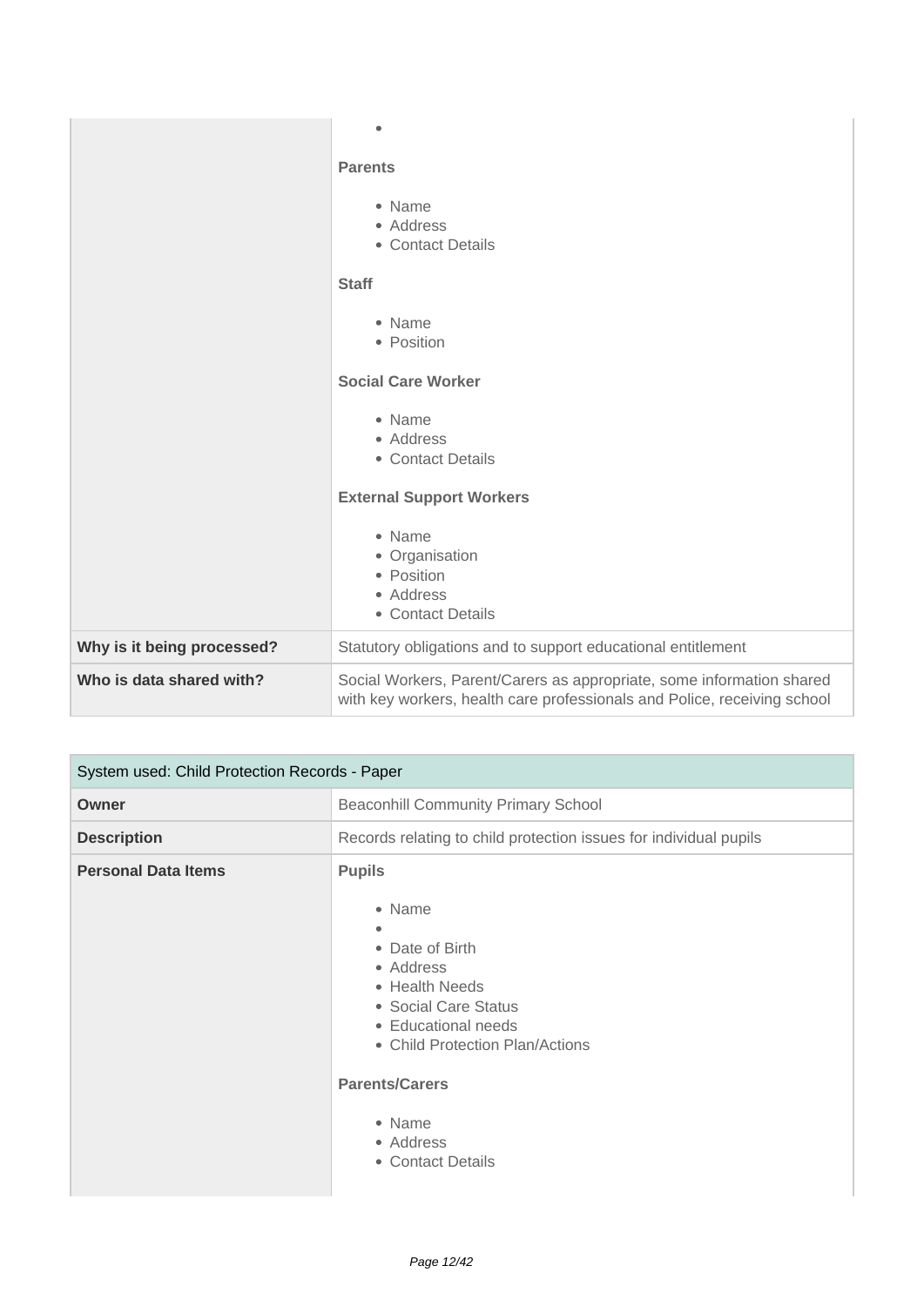| | |
|---|---|
| | • <br><br>**Parents**<br><br>• Name<br>• Address<br>• Contact Details<br><br>**Staff**<br><br>• Name<br>• Position<br><br>**Social Care Worker**<br><br>• Name<br>• Address<br>• Contact Details<br><br>**External Support Workers**<br><br>• Name<br>• Organisation<br>• Position<br>• Address<br>• Contact Details |
| **Why is it being processed?** | Statutory obligations and to support educational entitlement |
| **Who is data shared with?** | Social Workers, Parent/Carers as appropriate, some information shared with key workers, health care professionals and Police, receiving school |

| System used: Child Protection Records - Paper | |
|---|---|
| **Owner** | Beaconhill Community Primary School |
| **Description** | Records relating to child protection issues for individual pupils |
| **Personal Data Items** | **Pupils**<br><br>• Name<br>• <br>• Date of Birth<br>• Address<br>• Health Needs<br>• Social Care Status<br>• Educational needs<br>• Child Protection Plan/Actions<br><br>**Parents/Carers**<br><br>• Name<br>• Address<br>• Contact Details |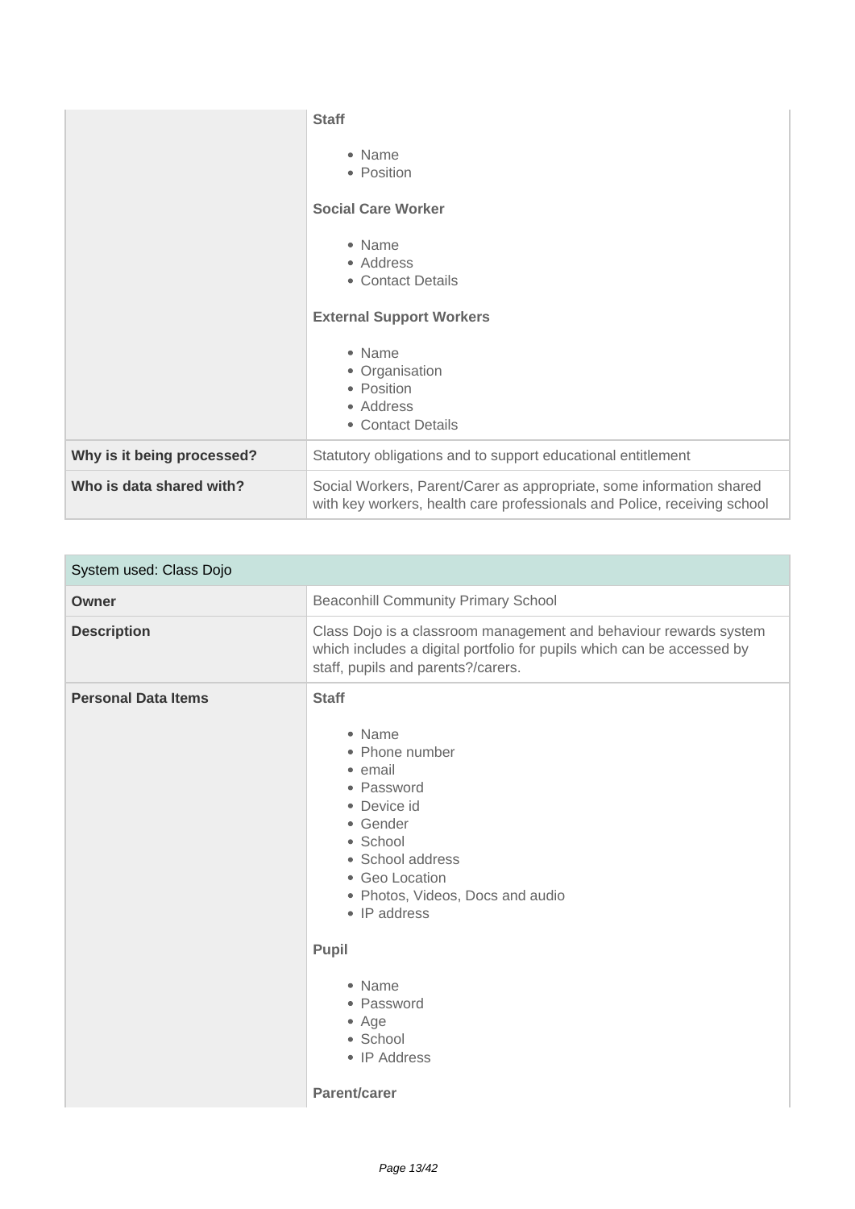| | |
|---|---|
| | **Staff**<br><br>• Name<br>• Position<br><br>**Social Care Worker**<br><br>• Name<br>• Address<br>• Contact Details<br><br>**External Support Workers**<br><br>• Name<br>• Organisation<br>• Position<br>• Address<br>• Contact Details |
| **Why is it being processed?** | Statutory obligations and to support educational entitlement |
| **Who is data shared with?** | Social Workers, Parent/Carer as appropriate, some information shared with key workers, health care professionals and Police, receiving school |

| System used: Class Dojo | |
|---|---|
| **Owner** | Beaconhill Community Primary School |
| **Description** | Class Dojo is a classroom management and behaviour rewards system which includes a digital portfolio for pupils which can be accessed by staff, pupils and parents?/carers. |
| **Personal Data Items** | **Staff**<br><br>• Name<br>• Phone number<br>• email<br>• Password<br>• Device id<br>• Gender<br>• School<br>• School address<br>• Geo Location<br>• Photos, Videos, Docs and audio<br>• IP address<br><br>**Pupil**<br><br>• Name<br>• Password<br>• Age<br>• School<br>• IP Address<br><br>**Parent/carer** |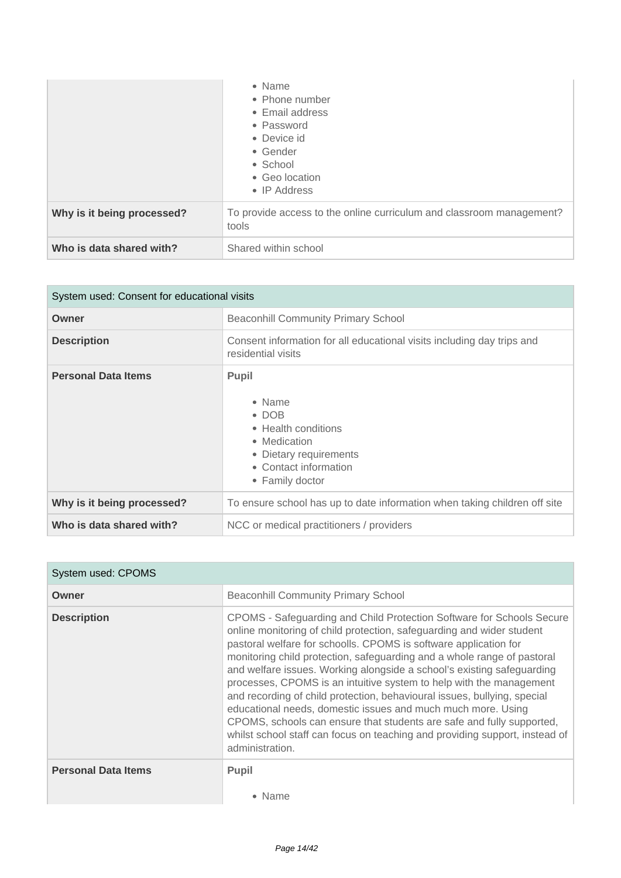| | |
|---|---|
| | • Name<br>• Phone number<br>• Email address<br>• Password<br>• Device id<br>• Gender<br>• School<br>• Geo location<br>• IP Address |
| **Why is it being processed?** | To provide access to the online curriculum and classroom management? tools |
| **Who is data shared with?** | Shared within school |

| System used: Consent for educational visits | |
|---|---|
| **Owner** | Beaconhill Community Primary School |
| **Description** | Consent information for all educational visits including day trips and residential visits |
| **Personal Data Items** | **Pupil**<br><br>• Name<br>• DOB<br>• Health conditions<br>• Medication<br>• Dietary requirements<br>• Contact information<br>• Family doctor |
| **Why is it being processed?** | To ensure school has up to date information when taking children off site |
| **Who is data shared with?** | NCC or medical practitioners / providers |

| System used: CPOMS | |
|---|---|
| **Owner** | Beaconhill Community Primary School |
| **Description** | CPOMS - Safeguarding and Child Protection Software for Schools Secure online monitoring of child protection, safeguarding and wider student pastoral welfare for schoolls. CPOMS is software application for monitoring child protection, safeguarding and a whole range of pastoral and welfare issues. Working alongside a school's existing safeguarding processes, CPOMS is an intuitive system to help with the management and recording of child protection, behavioural issues, bullying, special educational needs, domestic issues and much much more. Using CPOMS, schools can ensure that students are safe and fully supported, whilst school staff can focus on teaching and providing support, instead of administration. |
| **Personal Data Items** | **Pupil**<br><br>• Name |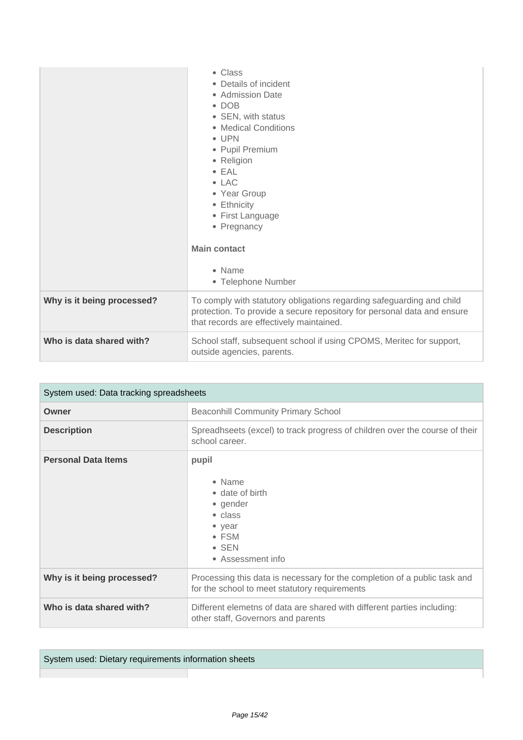| | |
|---|---|
| | • Class<br>• Details of incident<br>• Admission Date<br>• DOB<br>• SEN, with status<br>• Medical Conditions<br>• UPN<br>• Pupil Premium<br>• Religion<br>• EAL<br>• LAC<br>• Year Group<br>• Ethnicity<br>• First Language<br>• Pregnancy<br><br>**Main contact**<br><br>• Name<br>• Telephone Number |
| **Why is it being processed?** | To comply with statutory obligations regarding safeguarding and child protection. To provide a secure repository for personal data and ensure that records are effectively maintained. |
| **Who is data shared with?** | School staff, subsequent school if using CPOMS, Meritec for support, outside agencies, parents. |

| System used: Data tracking spreadsheets | |
|---|---|
| **Owner** | Beaconhill Community Primary School |
| **Description** | Spreadhseets (excel) to track progress of children over the course of their school career. |
| **Personal Data Items** | **pupil**<br><br>• Name<br>• date of birth<br>• gender<br>• class<br>• year<br>• FSM<br>• SEN<br>• Assessment info |
| **Why is it being processed?** | Processing this data is necessary for the completion of a public task and for the school to meet statutory requirements |
| **Who is data shared with?** | Different elemetns of data are shared with different parties including: other staff, Governors and parents |

| System used: Dietary requirements information sheets | |
|---|---|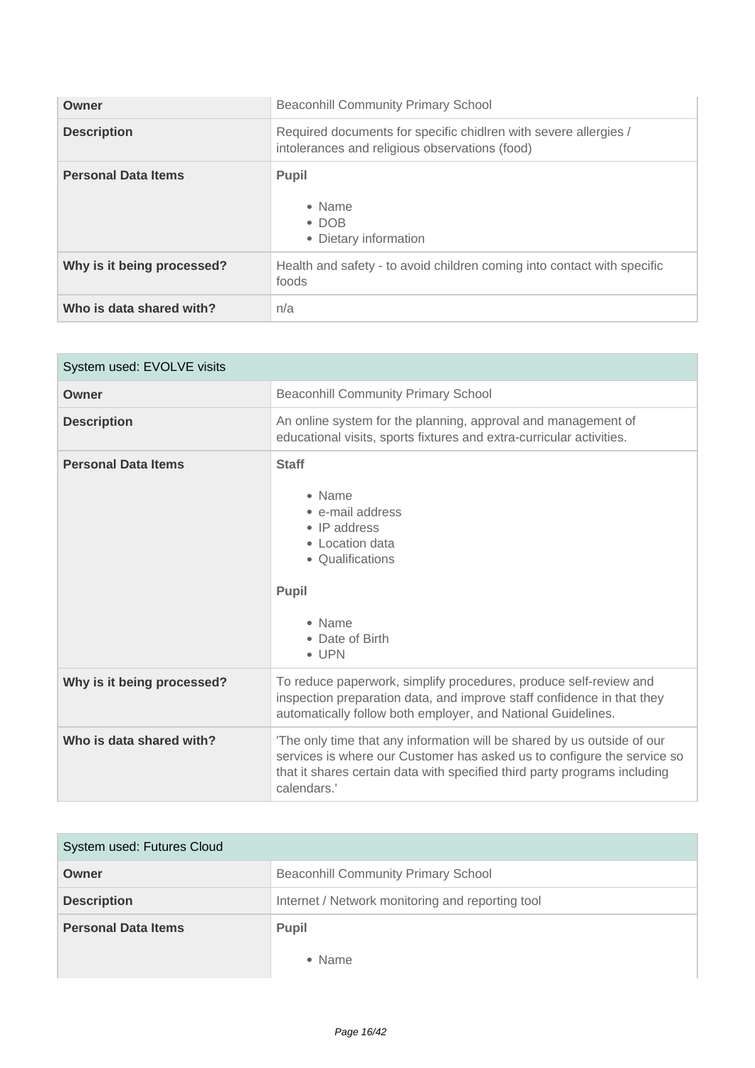| Owner | Beaconhill Community Primary School |
| --- | --- |
| **Description** | Required documents for specific chidlren with severe allergies / intolerances and religious observations (food) |
| **Personal Data Items** | **Pupil**<br><br>• Name<br>• DOB<br>• Dietary information |
| **Why is it being processed?** | Health and safety - to avoid children coming into contact with specific foods |
| **Who is data shared with?** | n/a |

| System used: EVOLVE visits | |
| --- | --- |
| **Owner** | Beaconhill Community Primary School |
| **Description** | An online system for the planning, approval and management of educational visits, sports fixtures and extra-curricular activities. |
| **Personal Data Items** | **Staff**<br><br>• Name<br>• e-mail address<br>• IP address<br>• Location data<br>• Qualifications<br><br>**Pupil**<br><br>• Name<br>• Date of Birth<br>• UPN |
| **Why is it being processed?** | To reduce paperwork, simplify procedures, produce self-review and inspection preparation data, and improve staff confidence in that they automatically follow both employer, and National Guidelines. |
| **Who is data shared with?** | 'The only time that any information will be shared by us outside of our services is where our Customer has asked us to configure the service so that it shares certain data with specified third party programs including calendars.' |

| System used: Futures Cloud | |
| --- | --- |
| **Owner** | Beaconhill Community Primary School |
| **Description** | Internet / Network monitoring and reporting tool |
| **Personal Data Items** | **Pupil**<br><br>• Name |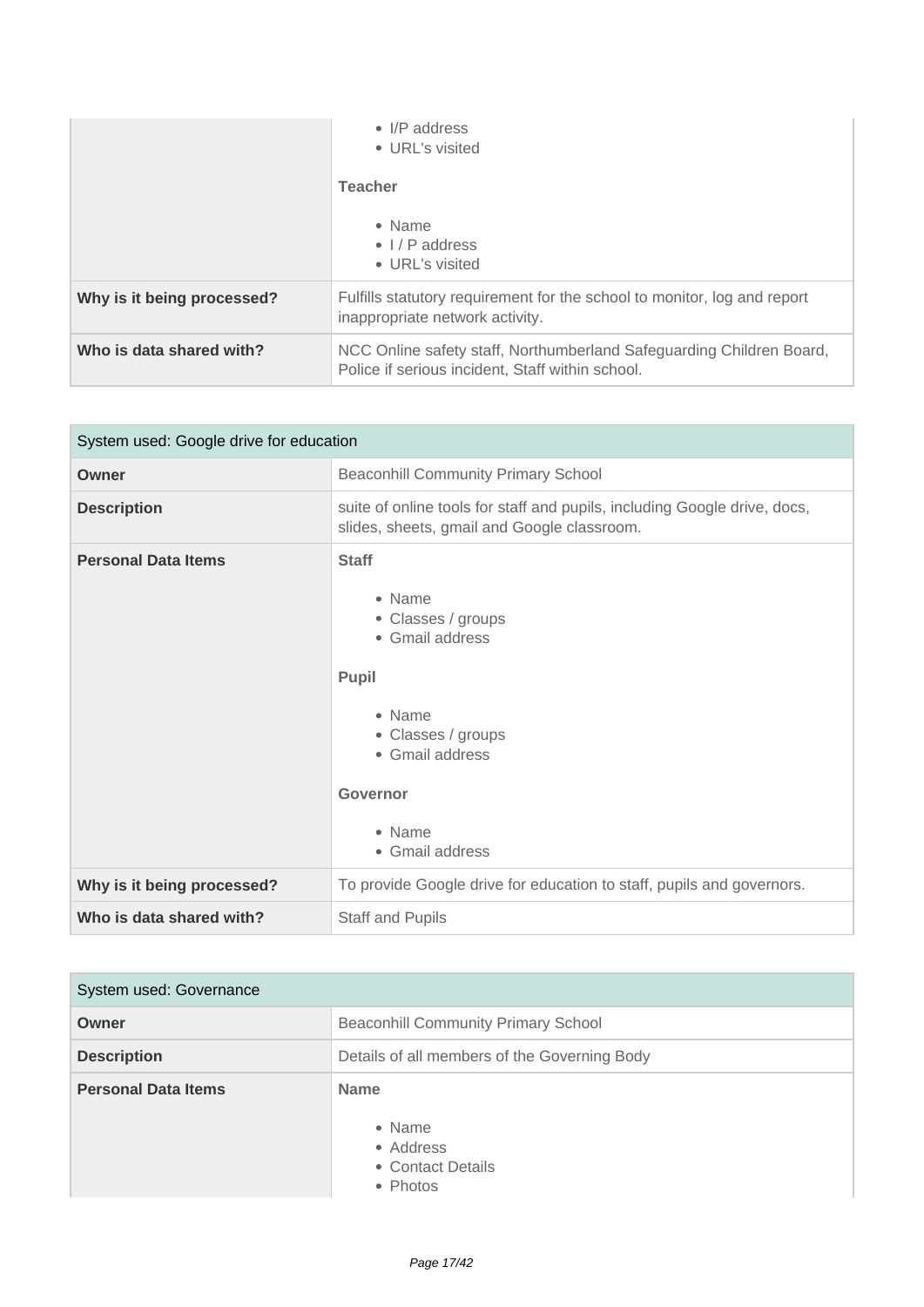| | |
|---|---|
| | • I/P address<br>• URL's visited<br><br>**Teacher**<br><br>• Name<br>• I / P address<br>• URL's visited |
| **Why is it being processed?** | Fulfills statutory requirement for the school to monitor, log and report inappropriate network activity. |
| **Who is data shared with?** | NCC Online safety staff, Northumberland Safeguarding Children Board, Police if serious incident, Staff within school. |

| System used: Google drive for education | |
|---|---|
| **Owner** | Beaconhill Community Primary School |
| **Description** | suite of online tools for staff and pupils, including Google drive, docs, slides, sheets, gmail and Google classroom. |
| **Personal Data Items** | **Staff**<br><br>• Name<br>• Classes / groups<br>• Gmail address<br><br>**Pupil**<br><br>• Name<br>• Classes / groups<br>• Gmail address<br><br>**Governor**<br><br>• Name<br>• Gmail address |
| **Why is it being processed?** | To provide Google drive for education to staff, pupils and governors. |
| **Who is data shared with?** | Staff and Pupils |

| System used: Governance | |
|---|---|
| **Owner** | Beaconhill Community Primary School |
| **Description** | Details of all members of the Governing Body |
| **Personal Data Items** | **Name**<br><br>• Name<br>• Address<br>• Contact Details<br>• Photos |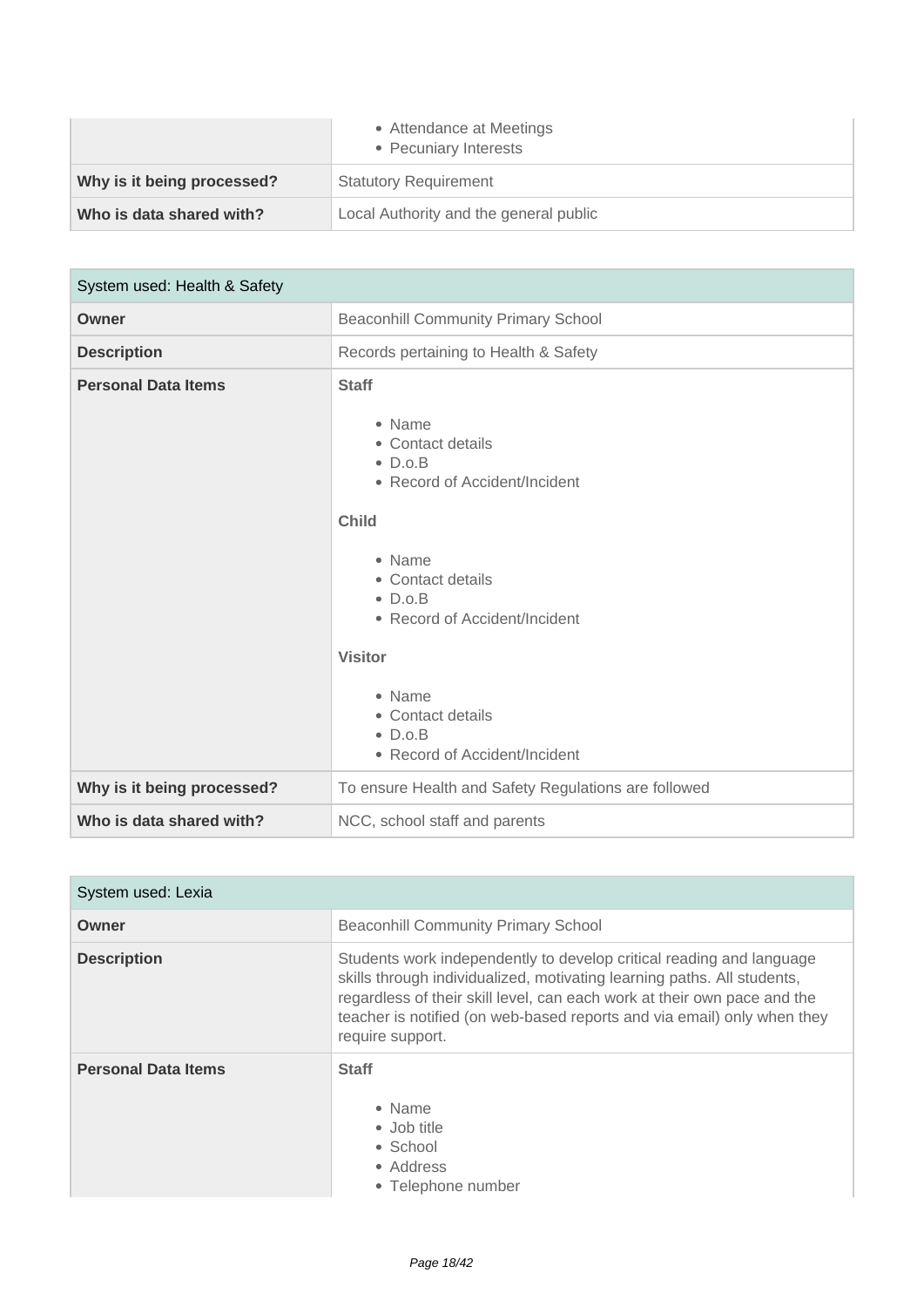| | |
|---|---|
| | • Attendance at Meetings<br>• Pecuniary Interests |
| **Why is it being processed?** | Statutory Requirement |
| **Who is data shared with?** | Local Authority and the general public |

| System used: Health & Safety | |
|---|---|
| **Owner** | Beaconhill Community Primary School |
| **Description** | Records pertaining to Health & Safety |
| **Personal Data Items** | **Staff**<br>• Name<br>• Contact details<br>• D.o.B<br>• Record of Accident/Incident<br>**Child**<br>• Name<br>• Contact details<br>• D.o.B<br>• Record of Accident/Incident<br>**Visitor**<br>• Name<br>• Contact details<br>• D.o.B<br>• Record of Accident/Incident |
| **Why is it being processed?** | To ensure Health and Safety Regulations are followed |
| **Who is data shared with?** | NCC, school staff and parents |

| System used: Lexia | |
|---|---|
| **Owner** | Beaconhill Community Primary School |
| **Description** | Students work independently to develop critical reading and language skills through individualized, motivating learning paths. All students, regardless of their skill level, can each work at their own pace and the teacher is notified (on web-based reports and via email) only when they require support. |
| **Personal Data Items** | **Staff**<br>• Name<br>• Job title<br>• School<br>• Address<br>• Telephone number |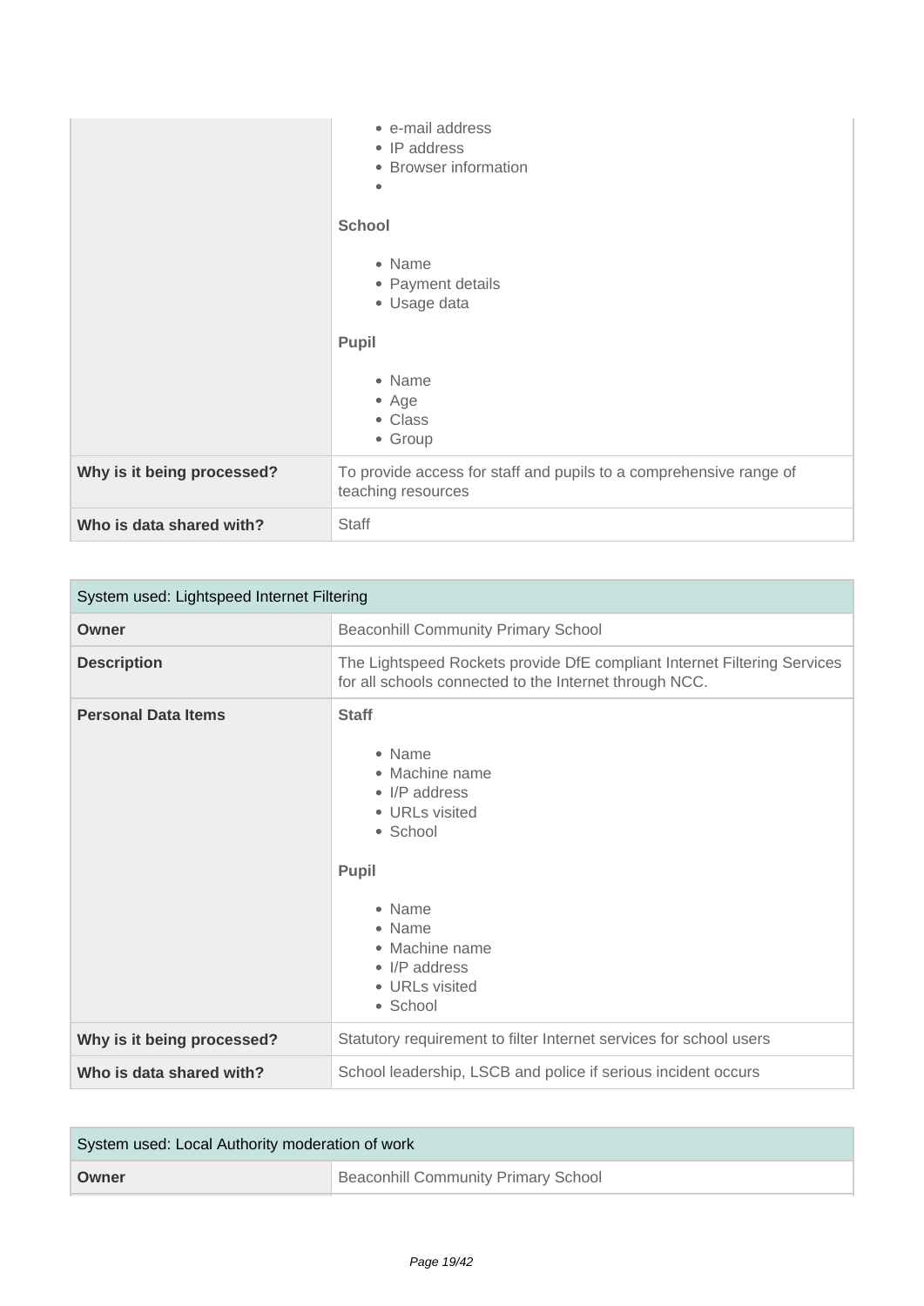| | |
|---|---|
| | <ul><li>e-mail address</li><li>IP address</li><li>Browser information</li><li></li></ul>**School**<ul><li>Name</li><li>Payment details</li><li>Usage data</li></ul>**Pupil**<ul><li>Name</li><li>Age</li><li>Class</li><li>Group</li></ul> |
| **Why is it being processed?** | To provide access for staff and pupils to a comprehensive range of teaching resources |
| **Who is data shared with?** | Staff |

| System used: Lightspeed Internet Filtering | |
|---|---|
| **Owner** | Beaconhill Community Primary School |
| **Description** | The Lightspeed Rockets provide DfE compliant Internet Filtering Services for all schools connected to the Internet through NCC. |
| **Personal Data Items** | **Staff**<ul><li>Name</li><li>Machine name</li><li>I/P address</li><li>URLs visited</li><li>School</li></ul>**Pupil**<ul><li>Name</li><li>Name</li><li>Machine name</li><li>I/P address</li><li>URLs visited</li><li>School</li></ul> |
| **Why is it being processed?** | Statutory requirement to filter Internet services for school users |
| **Who is data shared with?** | School leadership, LSCB and police if serious incident occurs |

| System used: Local Authority moderation of work | |
|---|---|
| **Owner** | Beaconhill Community Primary School |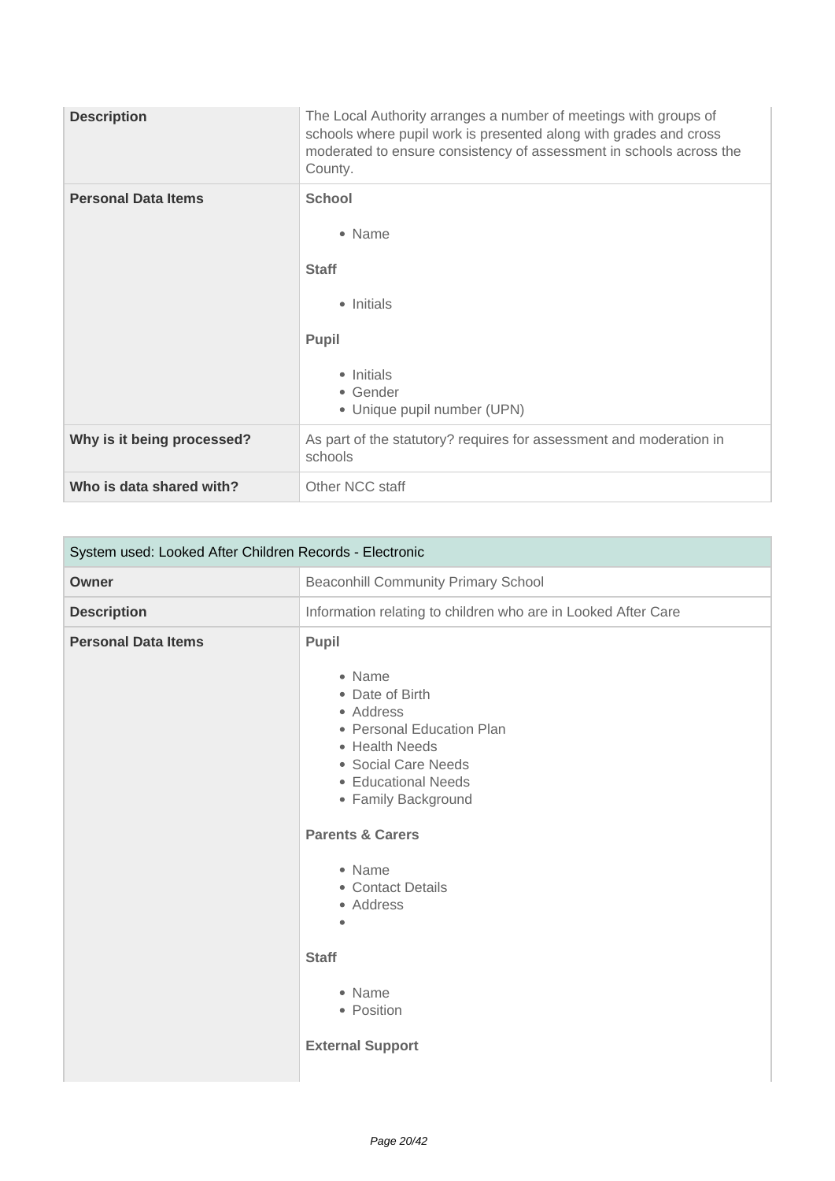| | |
|---|---|
| **Description** | The Local Authority arranges a number of meetings with groups of schools where pupil work is presented along with grades and cross moderated to ensure consistency of assessment in schools across the County. |
| **Personal Data Items** | **School**<br><br>• Name<br><br>**Staff**<br><br>• Initials<br><br>**Pupil**<br><br>• Initials<br>• Gender<br>• Unique pupil number (UPN) |
| **Why is it being processed?** | As part of the statutory? requires for assessment and moderation in schools |
| **Who is data shared with?** | Other NCC staff |

| System used: Looked After Children Records - Electronic | |
|---|---|
| **Owner** | Beaconhill Community Primary School |
| **Description** | Information relating to children who are in Looked After Care |
| **Personal Data Items** | **Pupil**<br><br>• Name<br>• Date of Birth<br>• Address<br>• Personal Education Plan<br>• Health Needs<br>• Social Care Needs<br>• Educational Needs<br>• Family Background<br><br>**Parents & Carers**<br><br>• Name<br>• Contact Details<br>• Address<br>•<br><br>**Staff**<br><br>• Name<br>• Position<br><br>**External Support** |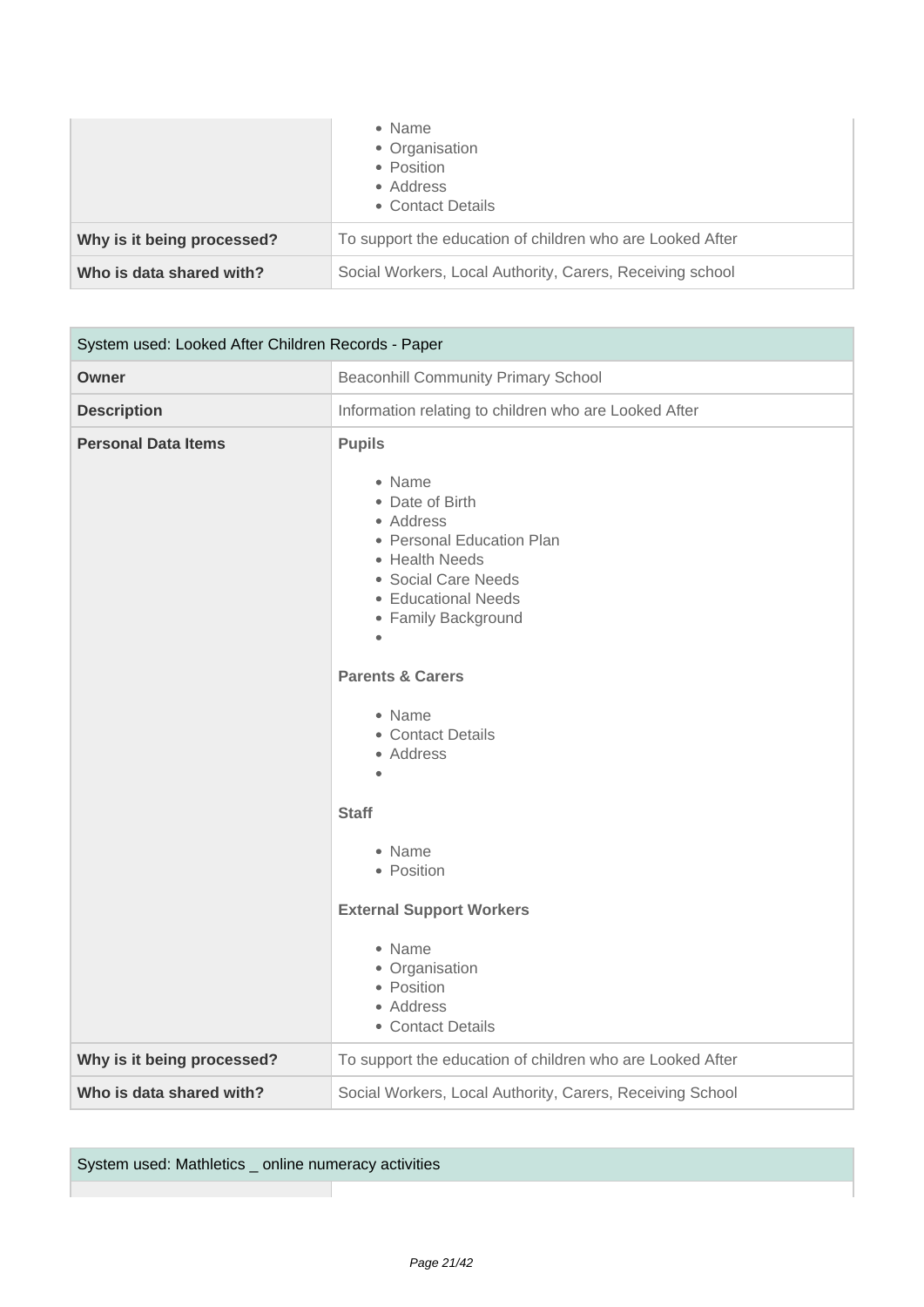|  |  |
|---|---|
|  | • Name<br>• Organisation<br>• Position<br>• Address<br>• Contact Details |
| **Why is it being processed?** | To support the education of children who are Looked After |
| **Who is data shared with?** | Social Workers, Local Authority, Carers, Receiving school |

| System used: Looked After Children Records - Paper | |
|---|---|
| **Owner** | Beaconhill Community Primary School |
| **Description** | Information relating to children who are Looked After |
| **Personal Data Items** | **Pupils**<br><br>• Name<br>• Date of Birth<br>• Address<br>• Personal Education Plan<br>• Health Needs<br>• Social Care Needs<br>• Educational Needs<br>• Family Background<br>•<br><br>**Parents & Carers**<br><br>• Name<br>• Contact Details<br>• Address<br>•<br><br>**Staff**<br><br>• Name<br>• Position<br><br>**External Support Workers**<br><br>• Name<br>• Organisation<br>• Position<br>• Address<br>• Contact Details |
| **Why is it being processed?** | To support the education of children who are Looked After |
| **Who is data shared with?** | Social Workers, Local Authority, Carers, Receiving School |

| System used: Mathletics _ online numeracy activities | |
|---|---|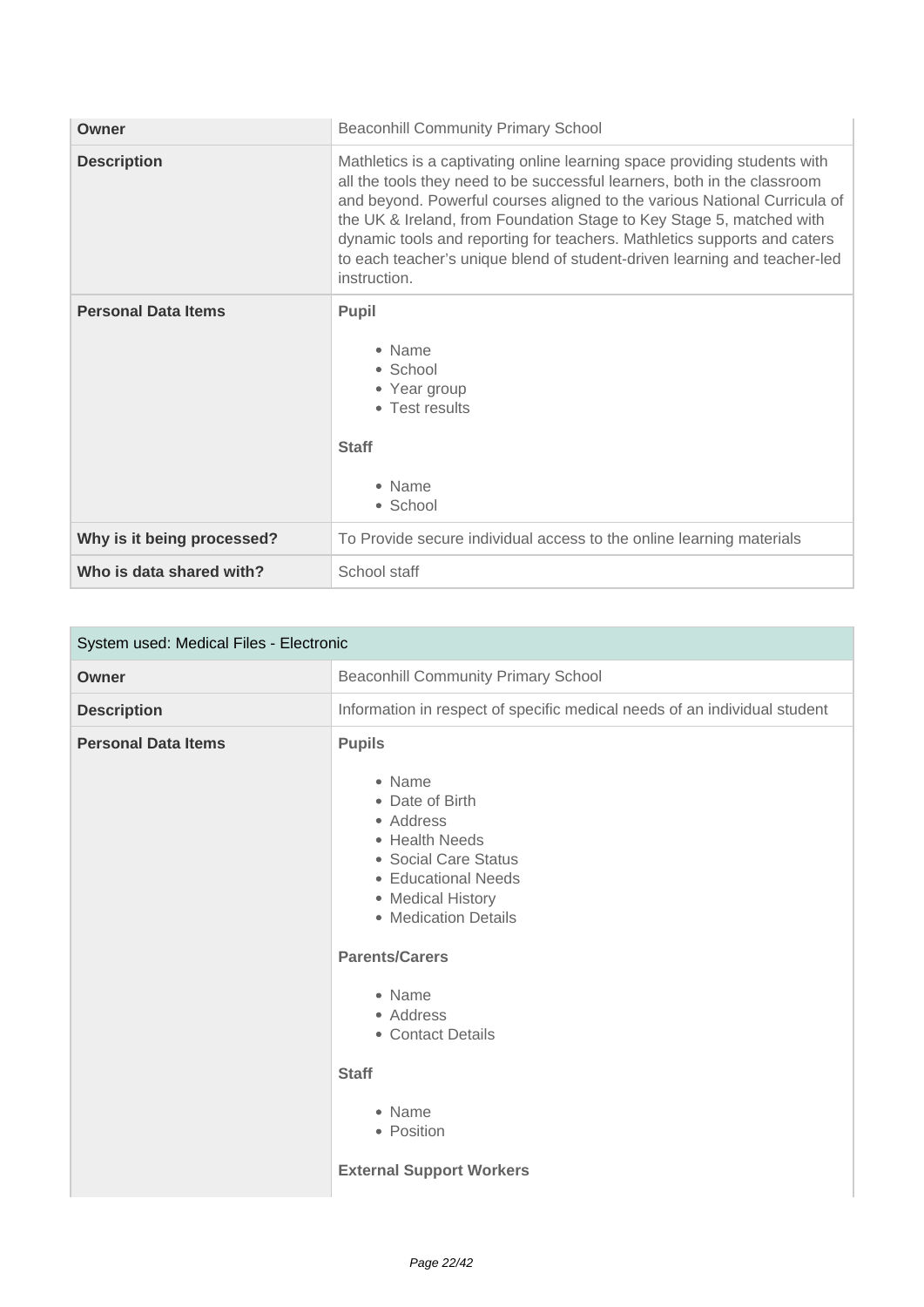| | |
|---|---|
| **Owner** | Beaconhill Community Primary School |
| **Description** | Mathletics is a captivating online learning space providing students with all the tools they need to be successful learners, both in the classroom and beyond. Powerful courses aligned to the various National Curricula of the UK & Ireland, from Foundation Stage to Key Stage 5, matched with dynamic tools and reporting for teachers. Mathletics supports and caters to each teacher's unique blend of student-driven learning and teacher-led instruction. |
| **Personal Data Items** | **Pupil**<br><br>• Name<br>• School<br>• Year group<br>• Test results<br><br>**Staff**<br><br>• Name<br>• School |
| **Why is it being processed?** | To Provide secure individual access to the online learning materials |
| **Who is data shared with?** | School staff |

| System used: Medical Files - Electronic | |
|---|---|
| **Owner** | Beaconhill Community Primary School |
| **Description** | Information in respect of specific medical needs of an individual student |
| **Personal Data Items** | **Pupils**<br><br>• Name<br>• Date of Birth<br>• Address<br>• Health Needs<br>• Social Care Status<br>• Educational Needs<br>• Medical History<br>• Medication Details<br><br>**Parents/Carers**<br><br>• Name<br>• Address<br>• Contact Details<br><br>**Staff**<br><br>• Name<br>• Position<br><br>**External Support Workers** |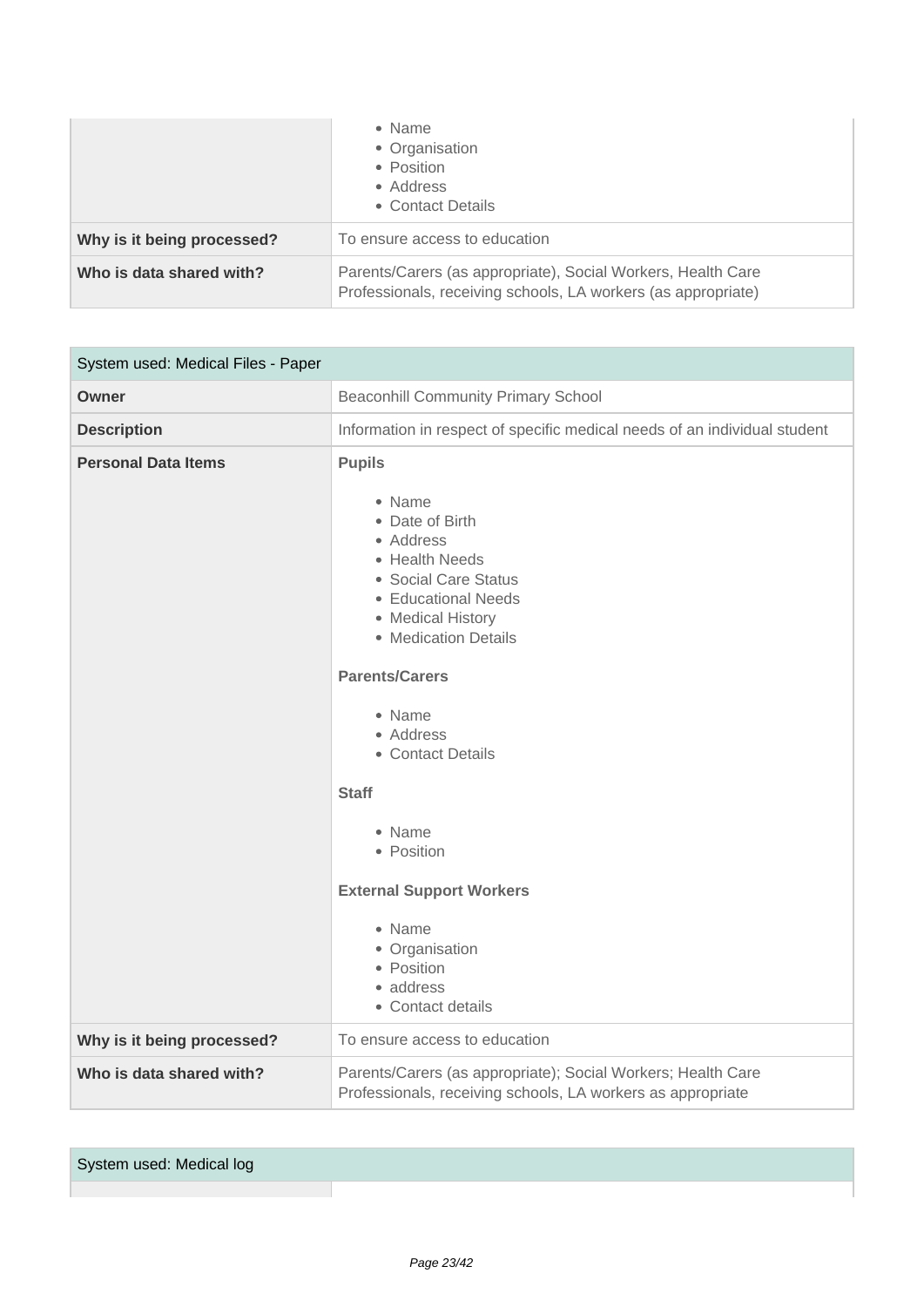| | |
|---|---|
| | • Name<br>• Organisation<br>• Position<br>• Address<br>• Contact Details |
| **Why is it being processed?** | To ensure access to education |
| **Who is data shared with?** | Parents/Carers (as appropriate), Social Workers, Health Care Professionals, receiving schools, LA workers (as appropriate) |

| System used: Medical Files - Paper | |
|---|---|
| **Owner** | Beaconhill Community Primary School |
| **Description** | Information in respect of specific medical needs of an individual student |
| **Personal Data Items** | **Pupils**<br>• Name<br>• Date of Birth<br>• Address<br>• Health Needs<br>• Social Care Status<br>• Educational Needs<br>• Medical History<br>• Medication Details<br>**Parents/Carers**<br>• Name<br>• Address<br>• Contact Details<br>**Staff**<br>• Name<br>• Position<br>**External Support Workers**<br>• Name<br>• Organisation<br>• Position<br>• address<br>• Contact details |
| **Why is it being processed?** | To ensure access to education |
| **Who is data shared with?** | Parents/Carers (as appropriate); Social Workers; Health Care Professionals, receiving schools, LA workers as appropriate |

| System used: Medical log | |
|---|---|
| | |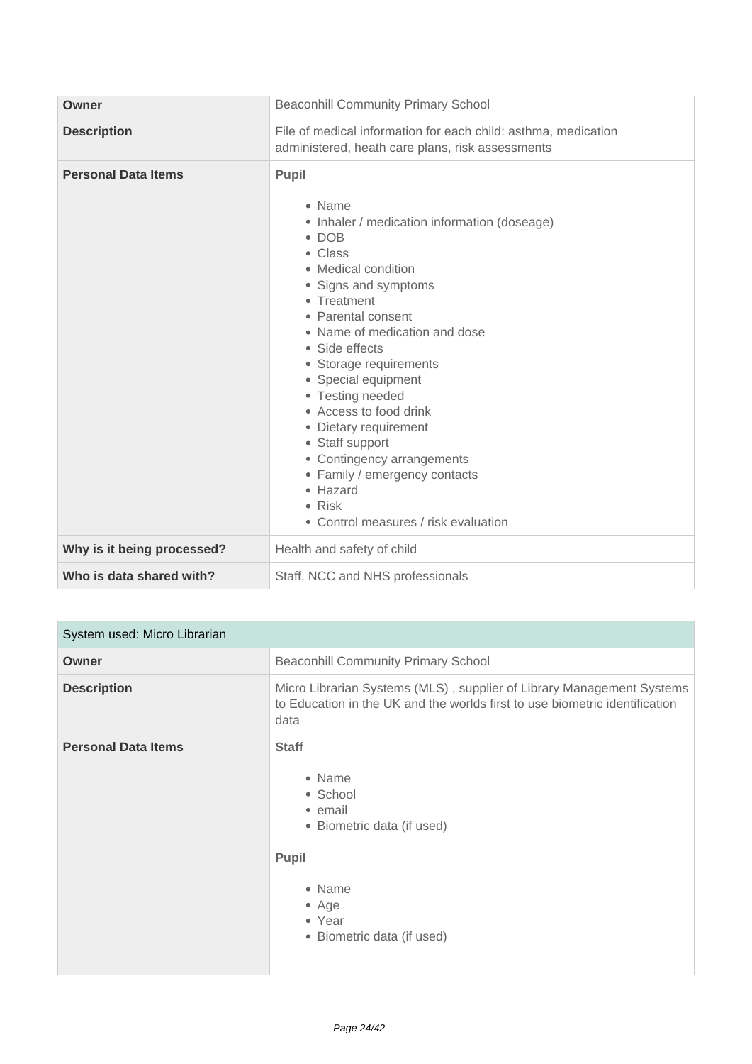| Owner | Beaconhill Community Primary School |
| --- | --- |
| **Description** | File of medical information for each child: asthma, medication administered, heath care plans, risk assessments |
| **Personal Data Items** | **Pupil**<br><br>• Name<br>• Inhaler / medication information (doseage)<br>• DOB<br>• Class<br>• Medical condition<br>• Signs and symptoms<br>• Treatment<br>• Parental consent<br>• Name of medication and dose<br>• Side effects<br>• Storage requirements<br>• Special equipment<br>• Testing needed<br>• Access to food drink<br>• Dietary requirement<br>• Staff support<br>• Contingency arrangements<br>• Family / emergency contacts<br>• Hazard<br>• Risk<br>• Control measures / risk evaluation |
| **Why is it being processed?** | Health and safety of child |
| **Who is data shared with?** | Staff, NCC and NHS professionals |

| System used: Micro Librarian | |
| --- | --- |
| **Owner** | Beaconhill Community Primary School |
| **Description** | Micro Librarian Systems (MLS) , supplier of Library Management Systems to Education in the UK and the worlds first to use biometric identification data |
| **Personal Data Items** | **Staff**<br><br>• Name<br>• School<br>• email<br>• Biometric data (if used)<br><br>**Pupil**<br><br>• Name<br>• Age<br>• Year<br>• Biometric data (if used) |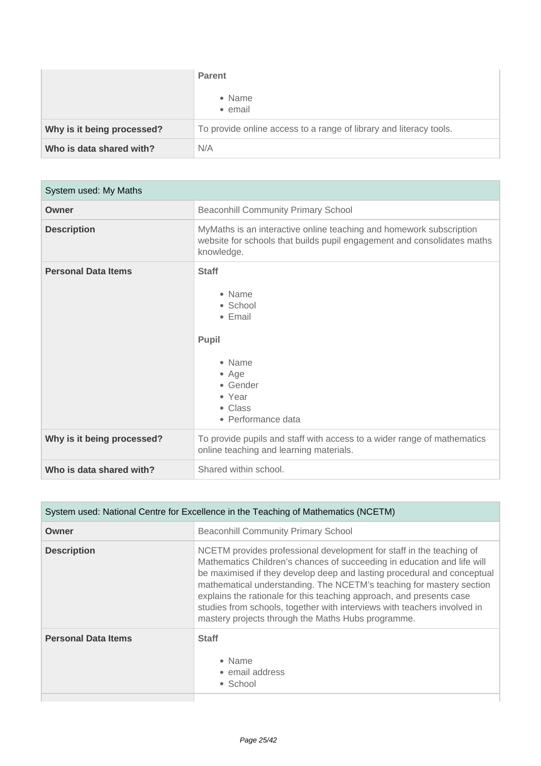| | |
|---|---|
| | **Parent**<br><br>• Name<br>• email |
| **Why is it being processed?** | To provide online access to a range of library and literacy tools. |
| **Who is data shared with?** | N/A |

| System used: My Maths | |
|---|---|
| **Owner** | Beaconhill Community Primary School |
| **Description** | MyMaths is an interactive online teaching and homework subscription website for schools that builds pupil engagement and consolidates maths knowledge. |
| **Personal Data Items** | **Staff**<br><br>• Name<br>• School<br>• Email<br><br>**Pupil**<br><br>• Name<br>• Age<br>• Gender<br>• Year<br>• Class<br>• Performance data |
| **Why is it being processed?** | To provide pupils and staff with access to a wider range of mathematics online teaching and learning materials. |
| **Who is data shared with?** | Shared within school. |

| System used: National Centre for Excellence in the Teaching of Mathematics (NCETM) | |
|---|---|
| **Owner** | Beaconhill Community Primary School |
| **Description** | NCETM provides professional development for staff in the teaching of Mathematics Children's chances of succeeding in education and life will be maximised if they develop deep and lasting procedural and conceptual mathematical understanding. The NCETM's teaching for mastery section explains the rationale for this teaching approach, and presents case studies from schools, together with interviews with teachers involved in mastery projects through the Maths Hubs programme. |
| **Personal Data Items** | **Staff**<br><br>• Name<br>• email address<br>• School |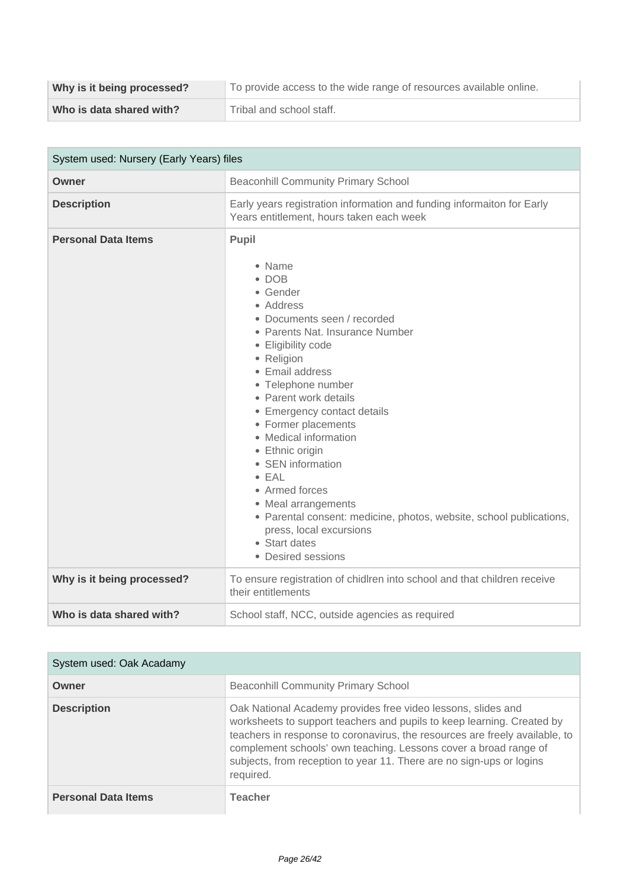| | |
|---|---|
| **Why is it being processed?** | To provide access to the wide range of resources available online. |
| **Who is data shared with?** | Tribal and school staff. |

| System used: Nursery (Early Years) files | |
|---|---|
| **Owner** | Beaconhill Community Primary School |
| **Description** | Early years registration information and funding informaiton for Early Years entitlement, hours taken each week |
| **Personal Data Items** | **Pupil**<br><br>• Name<br>• DOB<br>• Gender<br>• Address<br>• Documents seen / recorded<br>• Parents Nat. Insurance Number<br>• Eligibility code<br>• Religion<br>• Email address<br>• Telephone number<br>• Parent work details<br>• Emergency contact details<br>• Former placements<br>• Medical information<br>• Ethnic origin<br>• SEN information<br>• EAL<br>• Armed forces<br>• Meal arrangements<br>• Parental consent: medicine, photos, website, school publications, press, local excursions<br>• Start dates<br>• Desired sessions |
| **Why is it being processed?** | To ensure registration of chidlren into school and that children receive their entitlements |
| **Who is data shared with?** | School staff, NCC, outside agencies as required |

| System used: Oak Acadamy | |
|---|---|
| **Owner** | Beaconhill Community Primary School |
| **Description** | Oak National Academy provides free video lessons, slides and worksheets to support teachers and pupils to keep learning. Created by teachers in response to coronavirus, the resources are freely available, to complement schools' own teaching. Lessons cover a broad range of subjects, from reception to year 11. There are no sign-ups or logins required. |
| **Personal Data Items** | **Teacher** |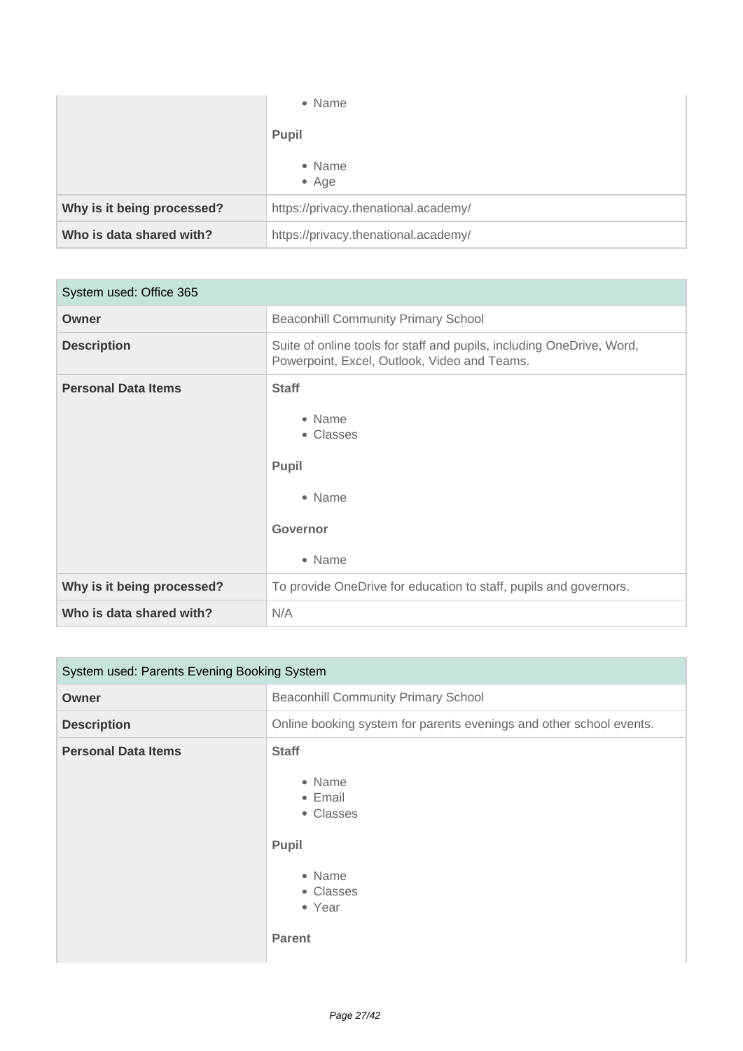| | |
|---|---|
| | • Name<br><br>**Pupil**<br><br>• Name<br>• Age |
| **Why is it being processed?** | https://privacy.thenational.academy/ |
| **Who is data shared with?** | https://privacy.thenational.academy/ |

| System used: Office 365 | |
|---|---|
| **Owner** | Beaconhill Community Primary School |
| **Description** | Suite of online tools for staff and pupils, including OneDrive, Word, Powerpoint, Excel, Outlook, Video and Teams. |
| **Personal Data Items** | **Staff**<br><br>• Name<br>• Classes<br><br>**Pupil**<br><br>• Name<br><br>**Governor**<br><br>• Name |
| **Why is it being processed?** | To provide OneDrive for education to staff, pupils and governors. |
| **Who is data shared with?** | N/A |

| System used: Parents Evening Booking System | |
|---|---|
| **Owner** | Beaconhill Community Primary School |
| **Description** | Online booking system for parents evenings and other school events. |
| **Personal Data Items** | **Staff**<br><br>• Name<br>• Email<br>• Classes<br><br>**Pupil**<br><br>• Name<br>• Classes<br>• Year<br><br>**Parent** |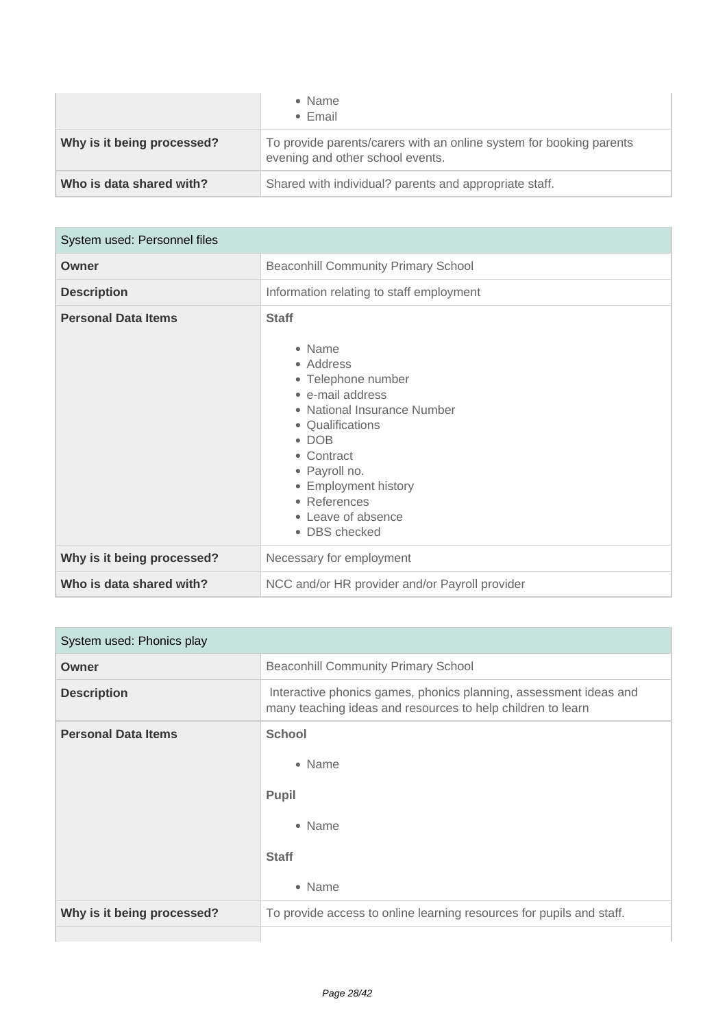| | |
|---|---|
| | • Name<br>• Email |
| **Why is it being processed?** | To provide parents/carers with an online system for booking parents evening and other school events. |
| **Who is data shared with?** | Shared with individual? parents and appropriate staff. |

| System used: Personnel files | |
|---|---|
| **Owner** | Beaconhill Community Primary School |
| **Description** | Information relating to staff employment |
| **Personal Data Items** | **Staff**<br><br>• Name<br>• Address<br>• Telephone number<br>• e-mail address<br>• National Insurance Number<br>• Qualifications<br>• DOB<br>• Contract<br>• Payroll no.<br>• Employment history<br>• References<br>• Leave of absence<br>• DBS checked |
| **Why is it being processed?** | Necessary for employment |
| **Who is data shared with?** | NCC and/or HR provider and/or Payroll provider |

| System used: Phonics play | |
|---|---|
| **Owner** | Beaconhill Community Primary School |
| **Description** | Interactive phonics games, phonics planning, assessment ideas and many teaching ideas and resources to help children to learn |
| **Personal Data Items** | **School**<br><br>• Name<br><br>**Pupil**<br><br>• Name<br><br>**Staff**<br><br>• Name |
| **Why is it being processed?** | To provide access to online learning resources for pupils and staff. |
| | |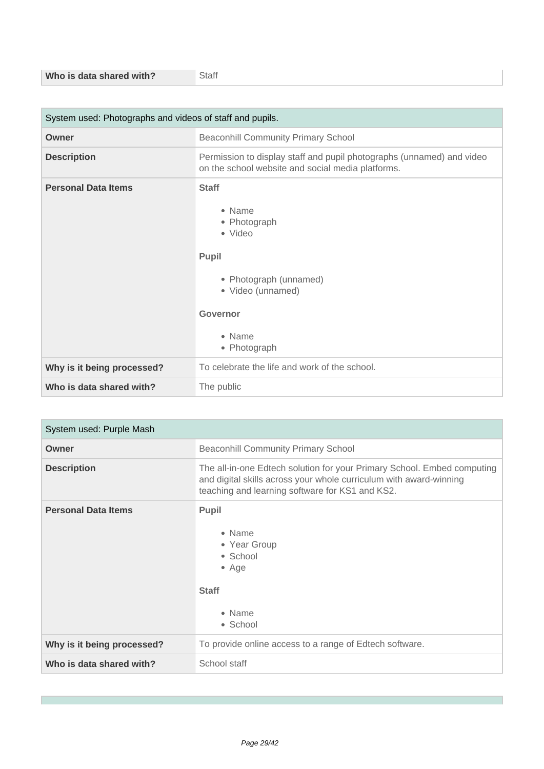| Who is data shared with? | Staff |
|---|---|

| System used: Photographs and videos of staff and pupils. | |
|---|---|
| **Owner** | Beaconhill Community Primary School |
| **Description** | Permission to display staff and pupil photographs (unnamed) and video on the school website and social media platforms. |
| **Personal Data Items** | **Staff**<br><br>• Name<br>• Photograph<br>• Video<br><br>**Pupil**<br><br>• Photograph (unnamed)<br>• Video (unnamed)<br><br>**Governor**<br><br>• Name<br>• Photograph |
| **Why is it being processed?** | To celebrate the life and work of the school. |
| **Who is data shared with?** | The public |

| System used: Purple Mash | |
|---|---|
| **Owner** | Beaconhill Community Primary School |
| **Description** | The all-in-one Edtech solution for your Primary School. Embed computing and digital skills across your whole curriculum with award-winning teaching and learning software for KS1 and KS2. |
| **Personal Data Items** | **Pupil**<br><br>• Name<br>• Year Group<br>• School<br>• Age<br><br>**Staff**<br><br>• Name<br>• School |
| **Why is it being processed?** | To provide online access to a range of Edtech software. |
| **Who is data shared with?** | School staff |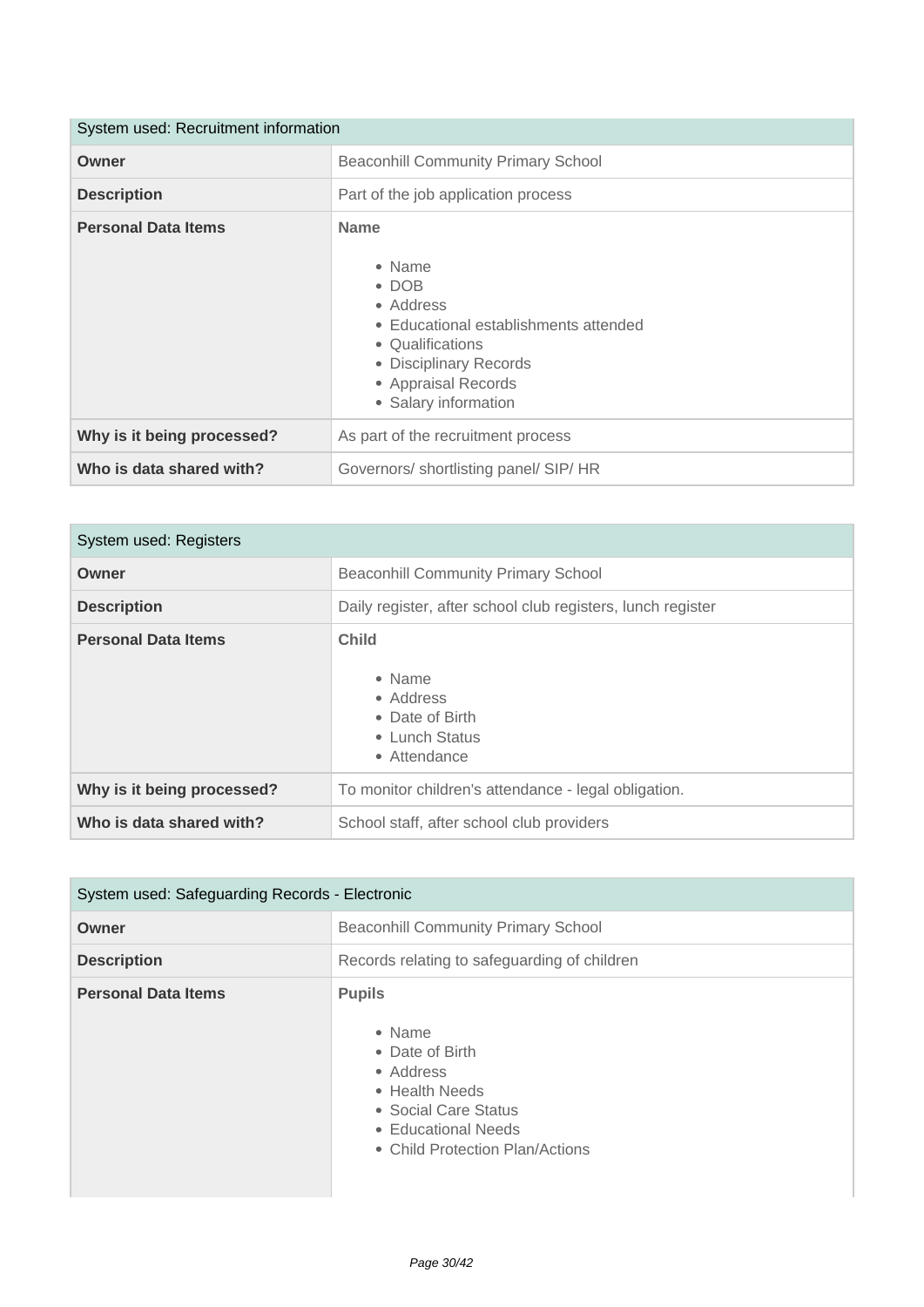| System used: Recruitment information | |
|---|---|
| **Owner** | Beaconhill Community Primary School |
| **Description** | Part of the job application process |
| **Personal Data Items** | **Name**<br><br>• Name<br>• DOB<br>• Address<br>• Educational establishments attended<br>• Qualifications<br>• Disciplinary Records<br>• Appraisal Records<br>• Salary information |
| **Why is it being processed?** | As part of the recruitment process |
| **Who is data shared with?** | Governors/ shortlisting panel/ SIP/ HR |

| System used: Registers | |
|---|---|
| **Owner** | Beaconhill Community Primary School |
| **Description** | Daily register, after school club registers, lunch register |
| **Personal Data Items** | **Child**<br><br>• Name<br>• Address<br>• Date of Birth<br>• Lunch Status<br>• Attendance |
| **Why is it being processed?** | To monitor children's attendance - legal obligation. |
| **Who is data shared with?** | School staff, after school club providers |

| System used: Safeguarding Records - Electronic | |
|---|---|
| **Owner** | Beaconhill Community Primary School |
| **Description** | Records relating to safeguarding of children |
| **Personal Data Items** | **Pupils**<br><br>• Name<br>• Date of Birth<br>• Address<br>• Health Needs<br>• Social Care Status<br>• Educational Needs<br>• Child Protection Plan/Actions |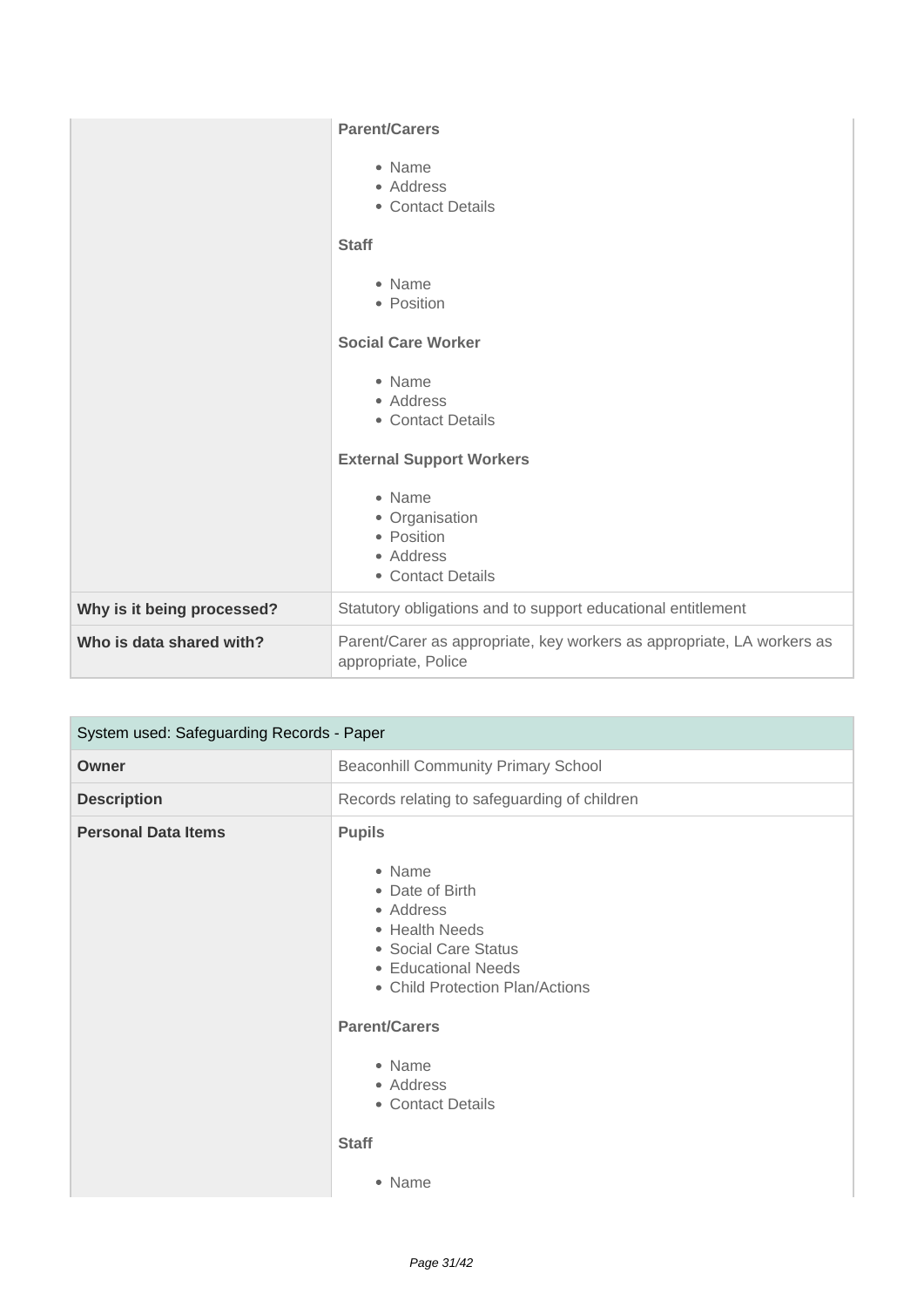| | |
|---|---|
| | **Parent/Carers**<br><br>• Name<br>• Address<br>• Contact Details<br><br>**Staff**<br><br>• Name<br>• Position<br><br>**Social Care Worker**<br><br>• Name<br>• Address<br>• Contact Details<br><br>**External Support Workers**<br><br>• Name<br>• Organisation<br>• Position<br>• Address<br>• Contact Details |
| **Why is it being processed?** | Statutory obligations and to support educational entitlement |
| **Who is data shared with?** | Parent/Carer as appropriate, key workers as appropriate, LA workers as appropriate, Police |

| System used: Safeguarding Records - Paper | |
|---|---|
| **Owner** | Beaconhill Community Primary School |
| **Description** | Records relating to safeguarding of children |
| **Personal Data Items** | **Pupils**<br><br>• Name<br>• Date of Birth<br>• Address<br>• Health Needs<br>• Social Care Status<br>• Educational Needs<br>• Child Protection Plan/Actions<br><br>**Parent/Carers**<br><br>• Name<br>• Address<br>• Contact Details<br><br>**Staff**<br><br>• Name |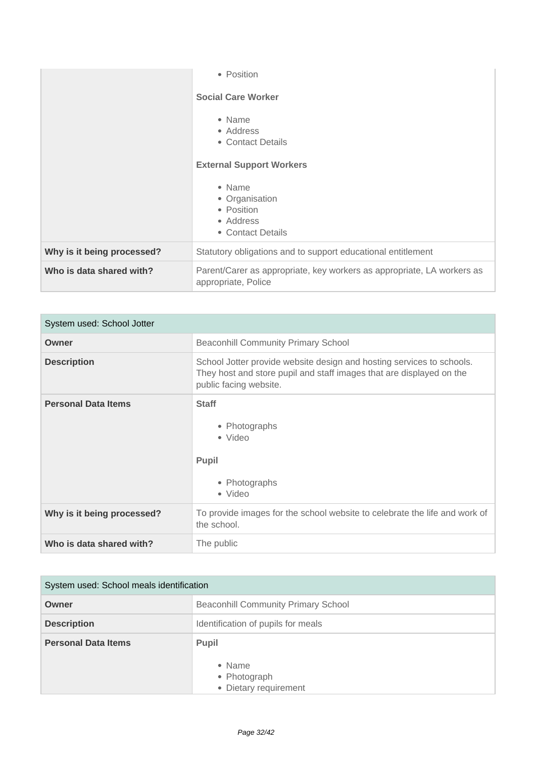| | |
|---|---|
| | • Position<br><br>**Social Care Worker**<br><br>• Name<br>• Address<br>• Contact Details<br><br>**External Support Workers**<br><br>• Name<br>• Organisation<br>• Position<br>• Address<br>• Contact Details |
| **Why is it being processed?** | Statutory obligations and to support educational entitlement |
| **Who is data shared with?** | Parent/Carer as appropriate, key workers as appropriate, LA workers as appropriate, Police |

| System used: School Jotter | |
|---|---|
| **Owner** | Beaconhill Community Primary School |
| **Description** | School Jotter provide website design and hosting services to schools. They host and store pupil and staff images that are displayed on the public facing website. |
| **Personal Data Items** | **Staff**<br><br>• Photographs<br>• Video<br><br>**Pupil**<br><br>• Photographs<br>• Video |
| **Why is it being processed?** | To provide images for the school website to celebrate the life and work of the school. |
| **Who is data shared with?** | The public |

| System used: School meals identification | |
|---|---|
| **Owner** | Beaconhill Community Primary School |
| **Description** | Identification of pupils for meals |
| **Personal Data Items** | **Pupil**<br><br>• Name<br>• Photograph<br>• Dietary requirement |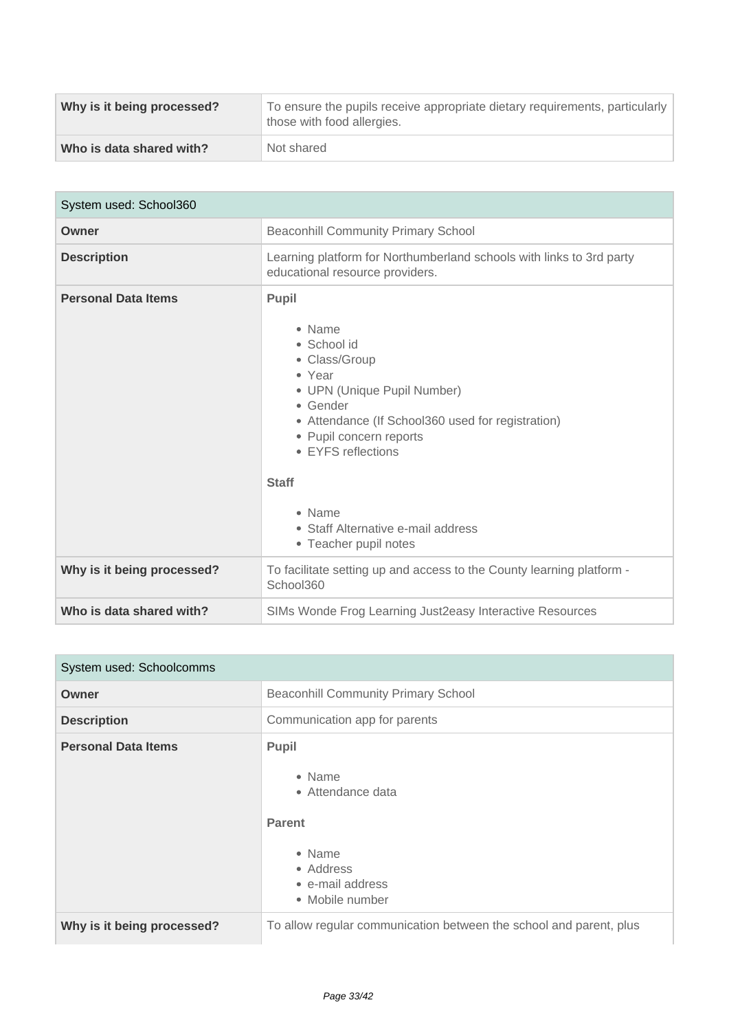| | |
|---|---|
| **Why is it being processed?** | To ensure the pupils receive appropriate dietary requirements, particularly those with food allergies. |
| **Who is data shared with?** | Not shared |

| System used: School360 | |
|---|---|
| **Owner** | Beaconhill Community Primary School |
| **Description** | Learning platform for Northumberland schools with links to 3rd party educational resource providers. |
| **Personal Data Items** | **Pupil**<br><br>• Name<br>• School id<br>• Class/Group<br>• Year<br>• UPN (Unique Pupil Number)<br>• Gender<br>• Attendance (If School360 used for registration)<br>• Pupil concern reports<br>• EYFS reflections<br><br>**Staff**<br><br>• Name<br>• Staff Alternative e-mail address<br>• Teacher pupil notes |
| **Why is it being processed?** | To facilitate setting up and access to the County learning platform - School360 |
| **Who is data shared with?** | SIMs Wonde Frog Learning Just2easy Interactive Resources |

| System used: Schoolcomms | |
|---|---|
| **Owner** | Beaconhill Community Primary School |
| **Description** | Communication app for parents |
| **Personal Data Items** | **Pupil**<br><br>• Name<br>• Attendance data<br><br>**Parent**<br><br>• Name<br>• Address<br>• e-mail address<br>• Mobile number |
| **Why is it being processed?** | To allow regular communication between the school and parent, plus |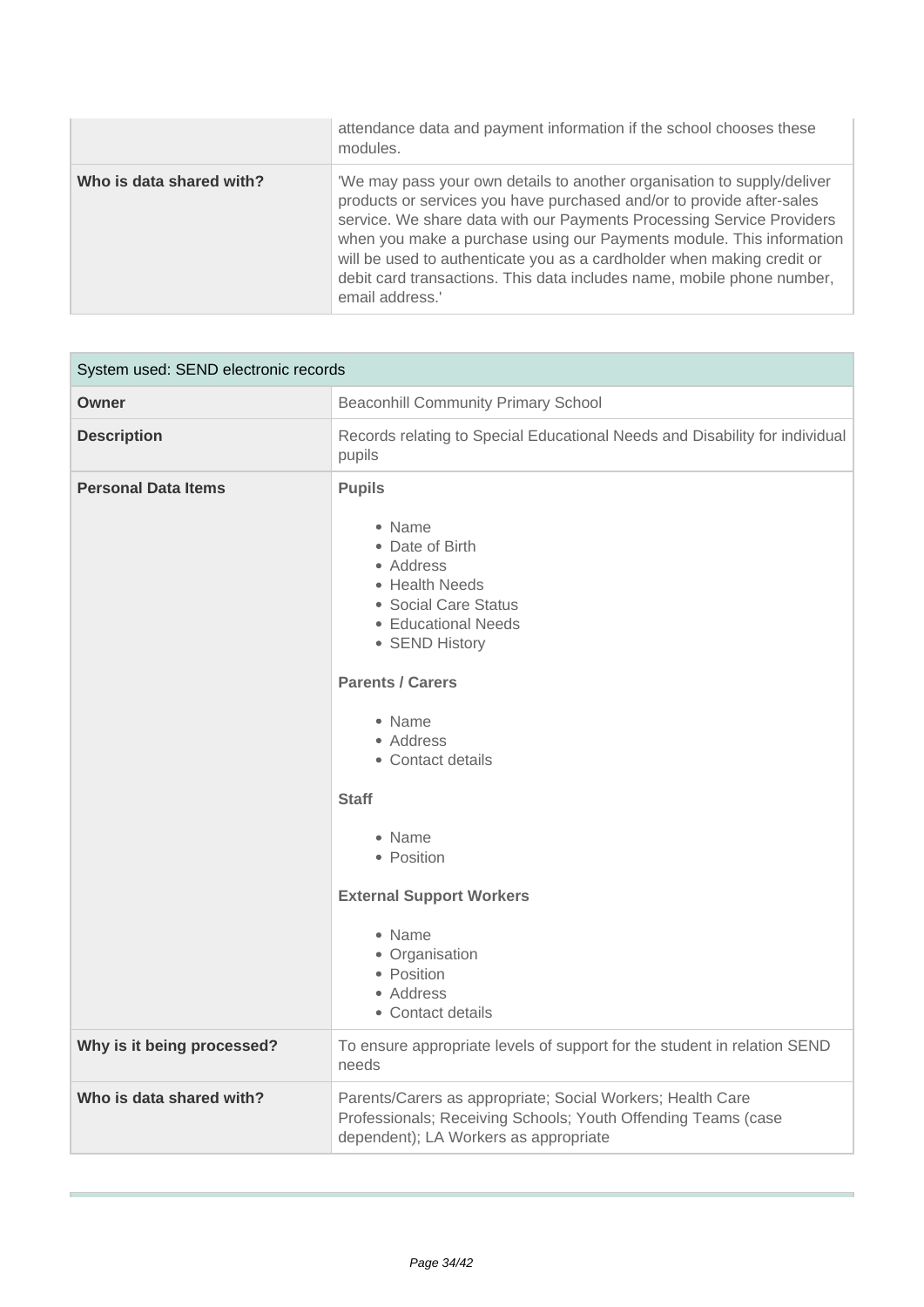| | |
|---|---|
| | attendance data and payment information if the school chooses these modules. |
| **Who is data shared with?** | 'We may pass your own details to another organisation to supply/deliver products or services you have purchased and/or to provide after-sales service. We share data with our Payments Processing Service Providers when you make a purchase using our Payments module. This information will be used to authenticate you as a cardholder when making credit or debit card transactions. This data includes name, mobile phone number, email address.' |

| System used: SEND electronic records | |
|---|---|
| **Owner** | Beaconhill Community Primary School |
| **Description** | Records relating to Special Educational Needs and Disability for individual pupils |
| **Personal Data Items** | **Pupils**<br><br>• Name<br>• Date of Birth<br>• Address<br>• Health Needs<br>• Social Care Status<br>• Educational Needs<br>• SEND History<br><br>**Parents / Carers**<br><br>• Name<br>• Address<br>• Contact details<br><br>**Staff**<br><br>• Name<br>• Position<br><br>**External Support Workers**<br><br>• Name<br>• Organisation<br>• Position<br>• Address<br>• Contact details |
| **Why is it being processed?** | To ensure appropriate levels of support for the student in relation SEND needs |
| **Who is data shared with?** | Parents/Carers as appropriate; Social Workers; Health Care Professionals; Receiving Schools; Youth Offending Teams (case dependent); LA Workers as appropriate |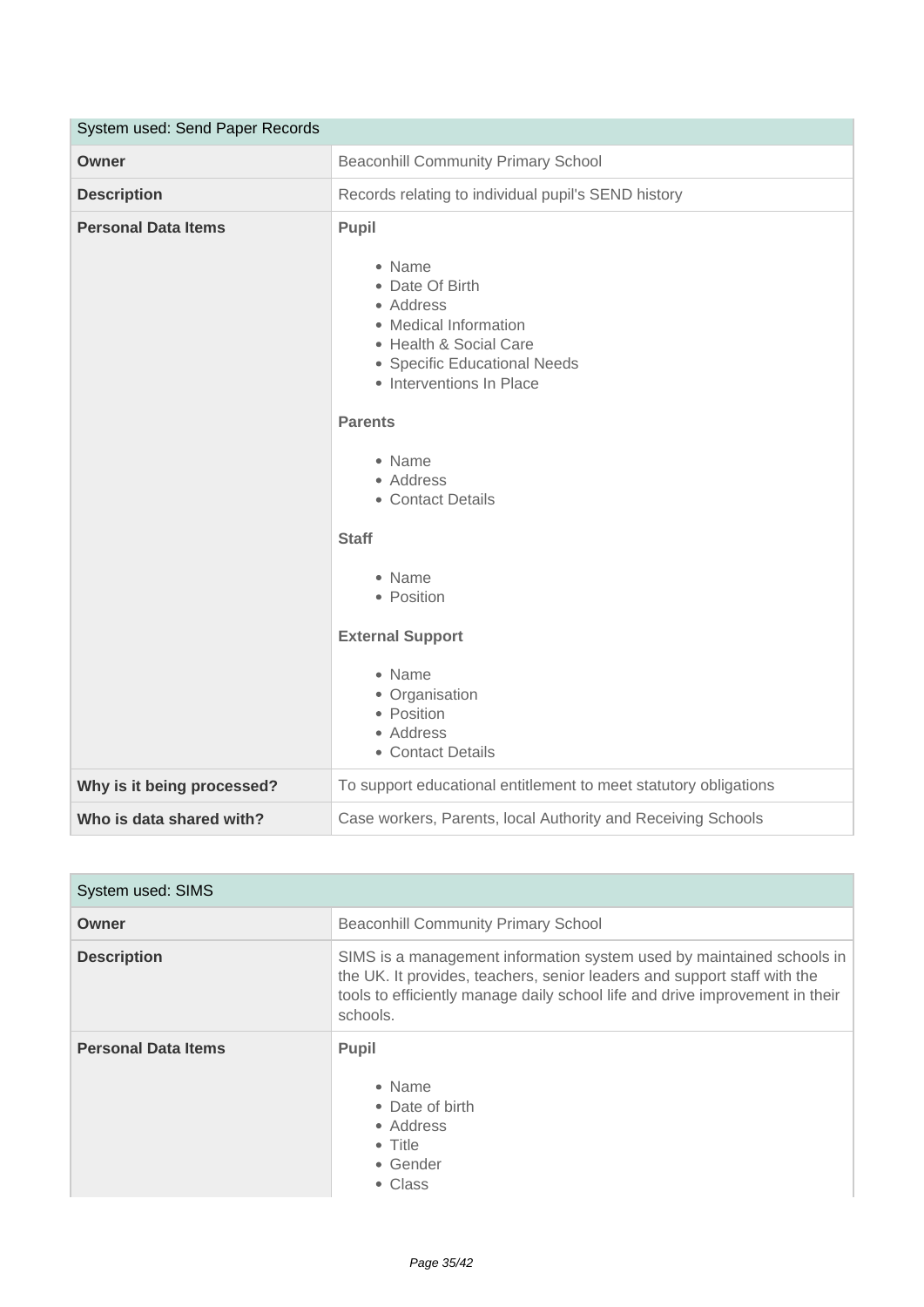| System used: Send Paper Records | |
|---|---|
| **Owner** | Beaconhill Community Primary School |
| **Description** | Records relating to individual pupil's SEND history |
| **Personal Data Items** | **Pupil**<br><br>• Name<br>• Date Of Birth<br>• Address<br>• Medical Information<br>• Health & Social Care<br>• Specific Educational Needs<br>• Interventions In Place<br><br>**Parents**<br><br>• Name<br>• Address<br>• Contact Details<br><br>**Staff**<br><br>• Name<br>• Position<br><br>**External Support**<br><br>• Name<br>• Organisation<br>• Position<br>• Address<br>• Contact Details |
| **Why is it being processed?** | To support educational entitlement to meet statutory obligations |
| **Who is data shared with?** | Case workers, Parents, local Authority and Receiving Schools |

| System used: SIMS | |
|---|---|
| **Owner** | Beaconhill Community Primary School |
| **Description** | SIMS is a management information system used by maintained schools in the UK. It provides, teachers, senior leaders and support staff with the tools to efficiently manage daily school life and drive improvement in their schools. |
| **Personal Data Items** | **Pupil**<br><br>• Name<br>• Date of birth<br>• Address<br>• Title<br>• Gender<br>• Class |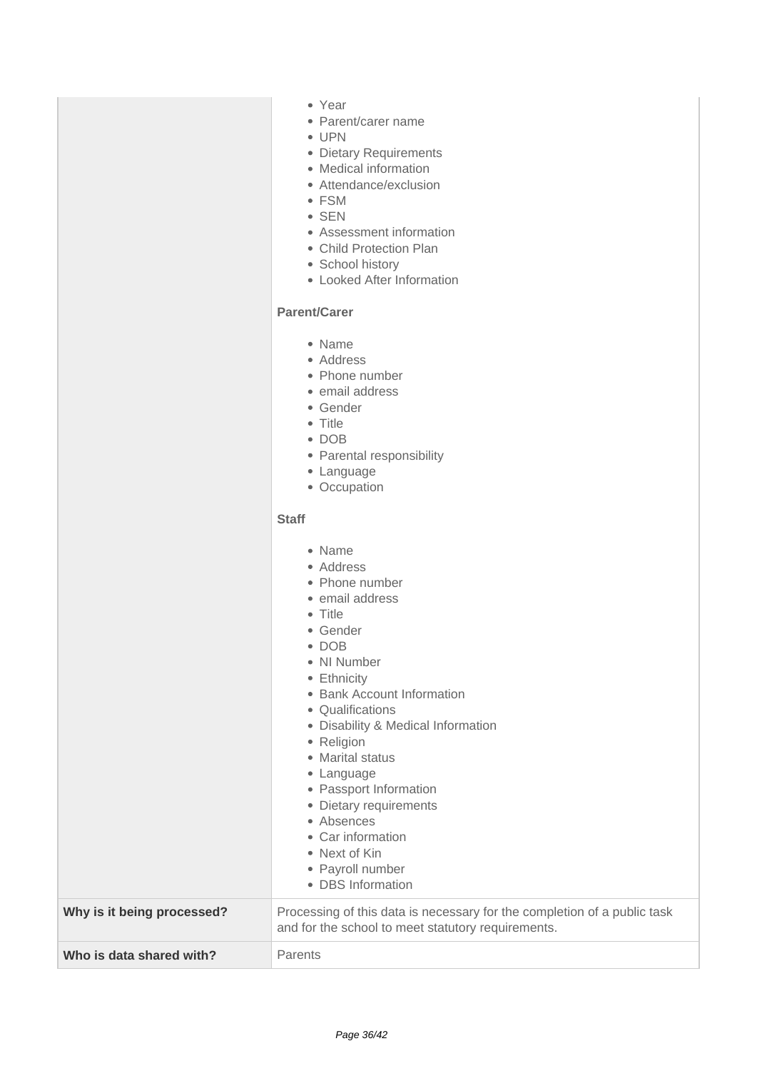| | |
|---|---|
| | • Year<br>• Parent/carer name<br>• UPN<br>• Dietary Requirements<br>• Medical information<br>• Attendance/exclusion<br>• FSM<br>• SEN<br>• Assessment information<br>• Child Protection Plan<br>• School history<br>• Looked After Information<br><br>**Parent/Carer**<br><br>• Name<br>• Address<br>• Phone number<br>• email address<br>• Gender<br>• Title<br>• DOB<br>• Parental responsibility<br>• Language<br>• Occupation<br><br>**Staff**<br><br>• Name<br>• Address<br>• Phone number<br>• email address<br>• Title<br>• Gender<br>• DOB<br>• NI Number<br>• Ethnicity<br>• Bank Account Information<br>• Qualifications<br>• Disability & Medical Information<br>• Religion<br>• Marital status<br>• Language<br>• Passport Information<br>• Dietary requirements<br>• Absences<br>• Car information<br>• Next of Kin<br>• Payroll number<br>• DBS Information |
| **Why is it being processed?** | Processing of this data is necessary for the completion of a public task and for the school to meet statutory requirements. |
| **Who is data shared with?** | Parents |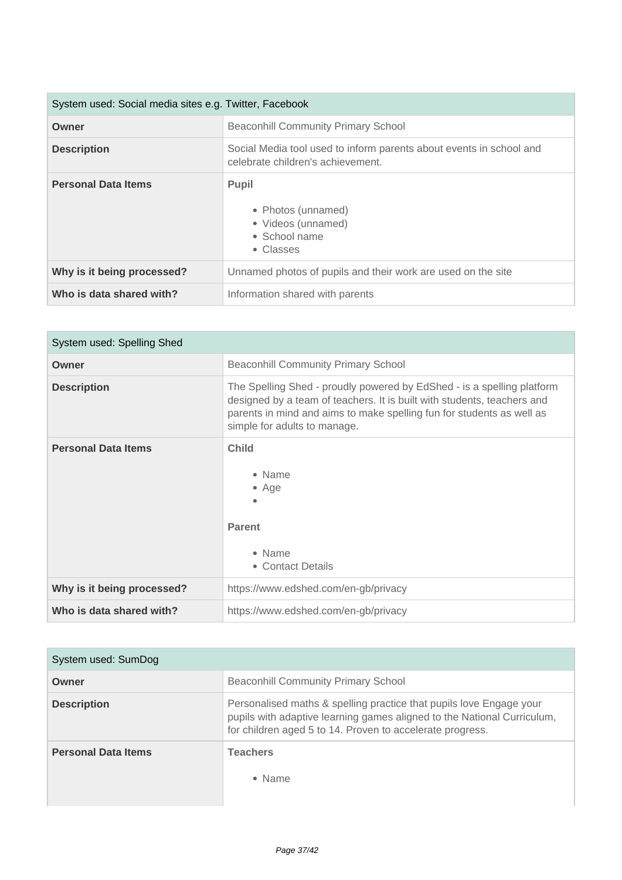| System used: Social media sites e.g. Twitter, Facebook | |
|---|---|
| **Owner** | Beaconhill Community Primary School |
| **Description** | Social Media tool used to inform parents about events in school and celebrate children's achievement. |
| **Personal Data Items** | **Pupil**<br><br>• Photos (unnamed)<br>• Videos (unnamed)<br>• School name<br>• Classes |
| **Why is it being processed?** | Unnamed photos of pupils and their work are used on the site |
| **Who is data shared with?** | Information shared with parents |

| System used: Spelling Shed | |
|---|---|
| **Owner** | Beaconhill Community Primary School |
| **Description** | The Spelling Shed - proudly powered by EdShed - is a spelling platform designed by a team of teachers. It is built with students, teachers and parents in mind and aims to make spelling fun for students as well as simple for adults to manage. |
| **Personal Data Items** | **Child**<br><br>• Name<br>• Age<br>•<br><br>**Parent**<br><br>• Name<br>• Contact Details |
| **Why is it being processed?** | https://www.edshed.com/en-gb/privacy |
| **Who is data shared with?** | https://www.edshed.com/en-gb/privacy |

| System used: SumDog | |
|---|---|
| **Owner** | Beaconhill Community Primary School |
| **Description** | Personalised maths & spelling practice that pupils love Engage your pupils with adaptive learning games aligned to the National Curriculum, for children aged 5 to 14. Proven to accelerate progress. |
| **Personal Data Items** | **Teachers**<br><br>• Name |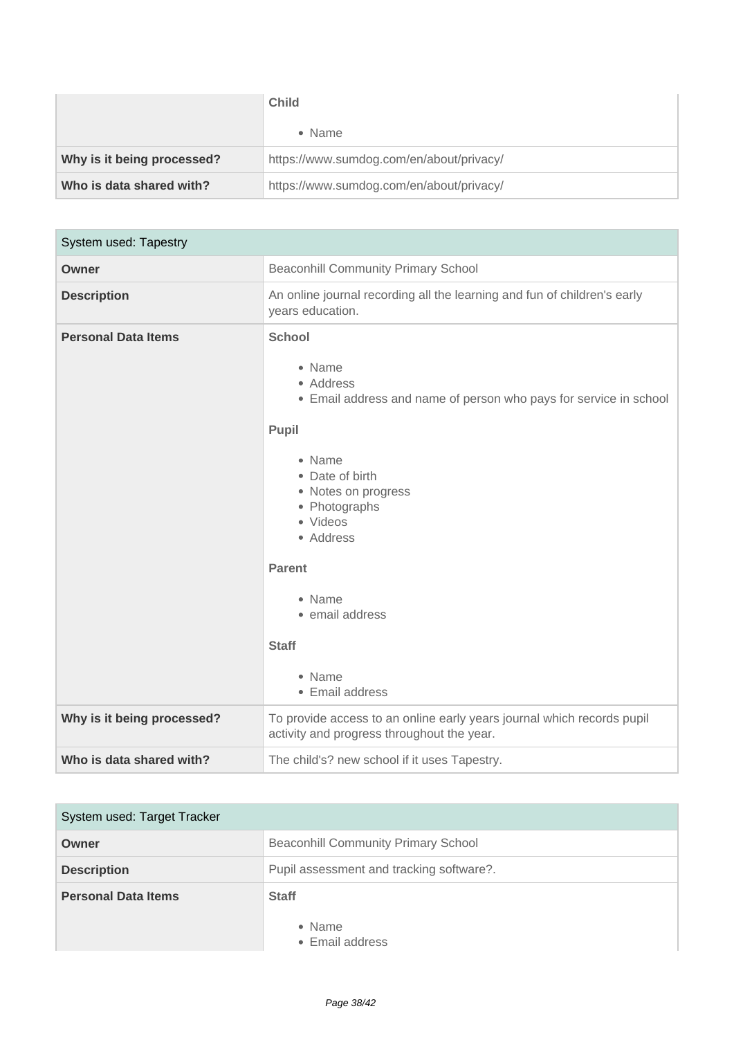| | |
|---|---|
| | **Child**<br><br>• Name |
| **Why is it being processed?** | https://www.sumdog.com/en/about/privacy/ |
| **Who is data shared with?** | https://www.sumdog.com/en/about/privacy/ |

| System used: Tapestry | |
|---|---|
| **Owner** | Beaconhill Community Primary School |
| **Description** | An online journal recording all the learning and fun of children's early years education. |
| **Personal Data Items** | **School**<br><br>• Name<br>• Address<br>• Email address and name of person who pays for service in school<br><br>**Pupil**<br><br>• Name<br>• Date of birth<br>• Notes on progress<br>• Photographs<br>• Videos<br>• Address<br><br>**Parent**<br><br>• Name<br>• email address<br><br>**Staff**<br><br>• Name<br>• Email address |
| **Why is it being processed?** | To provide access to an online early years journal which records pupil activity and progress throughout the year. |
| **Who is data shared with?** | The child's? new school if it uses Tapestry. |

| System used: Target Tracker | |
|---|---|
| **Owner** | Beaconhill Community Primary School |
| **Description** | Pupil assessment and tracking software?. |
| **Personal Data Items** | **Staff**<br><br>• Name<br>• Email address |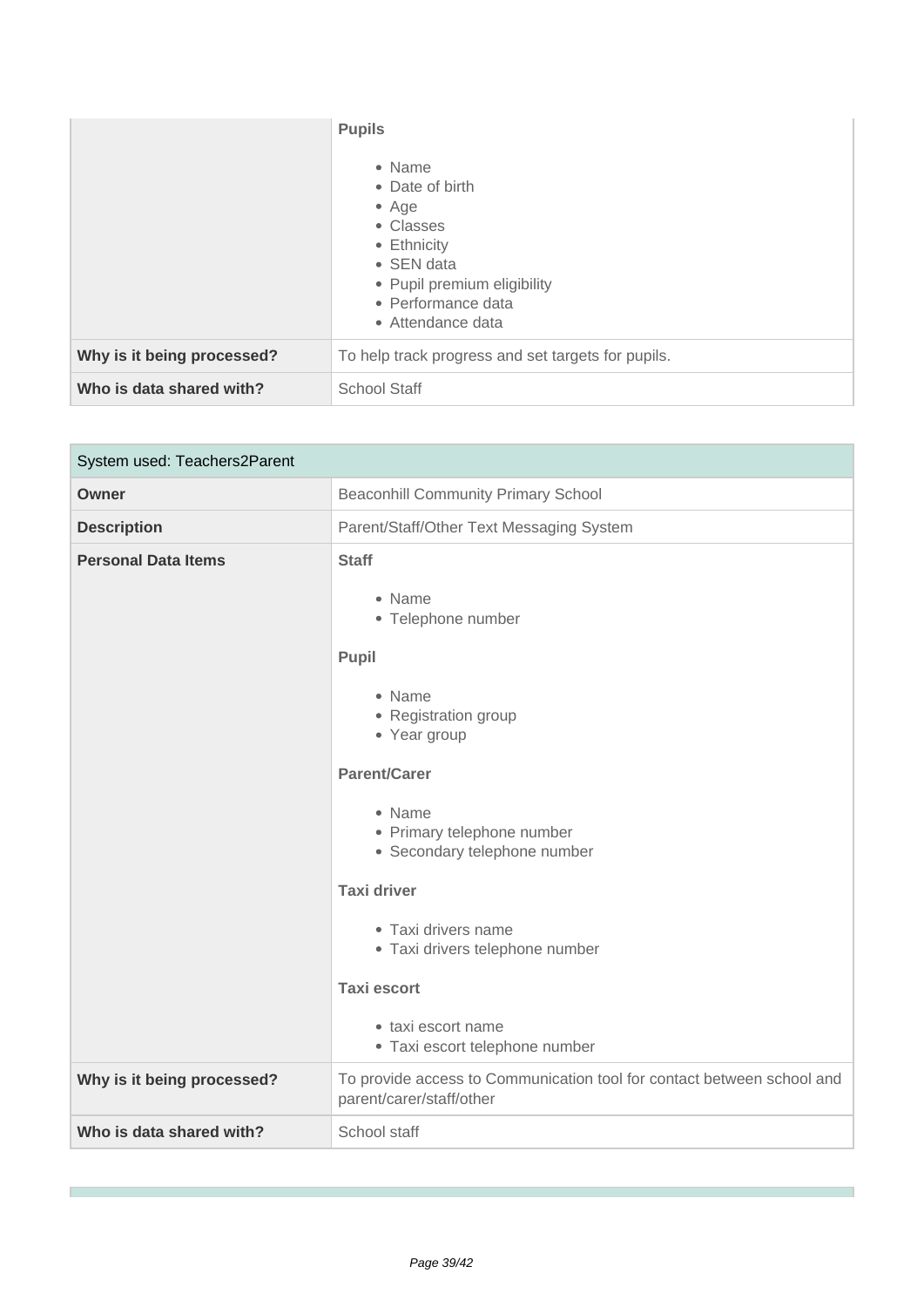| | |
|---|---|
| | **Pupils**<br><br>• Name<br>• Date of birth<br>• Age<br>• Classes<br>• Ethnicity<br>• SEN data<br>• Pupil premium eligibility<br>• Performance data<br>• Attendance data |
| **Why is it being processed?** | To help track progress and set targets for pupils. |
| **Who is data shared with?** | School Staff |

| System used: Teachers2Parent | |
|---|---|
| **Owner** | Beaconhill Community Primary School |
| **Description** | Parent/Staff/Other Text Messaging System |
| **Personal Data Items** | **Staff**<br><br>• Name<br>• Telephone number<br><br>**Pupil**<br><br>• Name<br>• Registration group<br>• Year group<br><br>**Parent/Carer**<br><br>• Name<br>• Primary telephone number<br>• Secondary telephone number<br><br>**Taxi driver**<br><br>• Taxi drivers name<br>• Taxi drivers telephone number<br><br>**Taxi escort**<br><br>• taxi escort name<br>• Taxi escort telephone number |
| **Why is it being processed?** | To provide access to Communication tool for contact between school and parent/carer/staff/other |
| **Who is data shared with?** | School staff |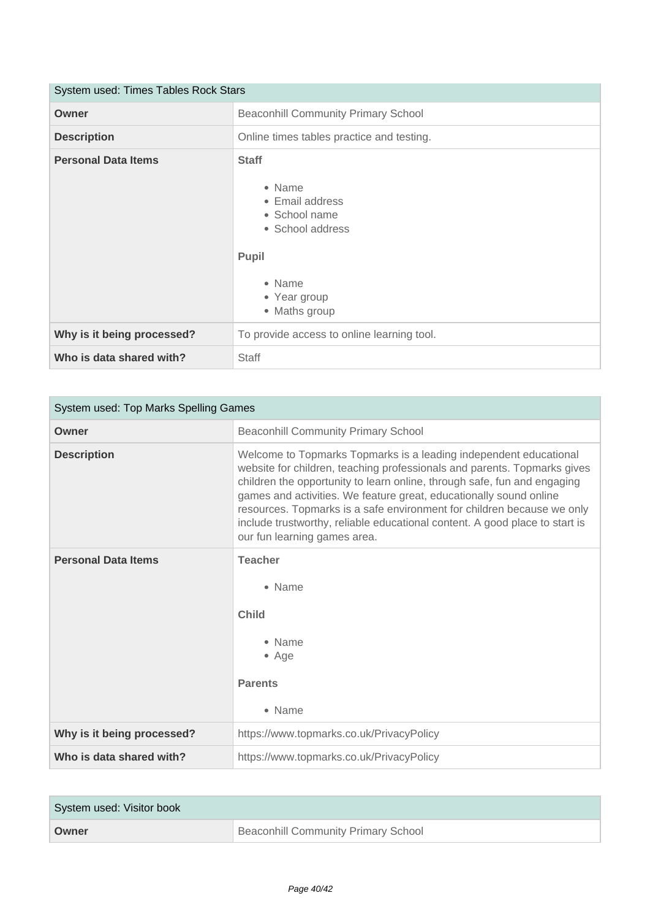| System used: Times Tables Rock Stars | |
|---|---|
| **Owner** | Beaconhill Community Primary School |
| **Description** | Online times tables practice and testing. |
| **Personal Data Items** | **Staff**<br><br>• Name<br>• Email address<br>• School name<br>• School address<br><br>**Pupil**<br><br>• Name<br>• Year group<br>• Maths group |
| **Why is it being processed?** | To provide access to online learning tool. |
| **Who is data shared with?** | Staff |

| System used: Top Marks Spelling Games | |
|---|---|
| **Owner** | Beaconhill Community Primary School |
| **Description** | Welcome to Topmarks Topmarks is a leading independent educational website for children, teaching professionals and parents. Topmarks gives children the opportunity to learn online, through safe, fun and engaging games and activities. We feature great, educationally sound online resources. Topmarks is a safe environment for children because we only include trustworthy, reliable educational content. A good place to start is our fun learning games area. |
| **Personal Data Items** | **Teacher**<br><br>• Name<br><br>**Child**<br><br>• Name<br>• Age<br><br>**Parents**<br><br>• Name |
| **Why is it being processed?** | https://www.topmarks.co.uk/PrivacyPolicy |
| **Who is data shared with?** | https://www.topmarks.co.uk/PrivacyPolicy |

| System used: Visitor book | |
|---|---|
| **Owner** | Beaconhill Community Primary School |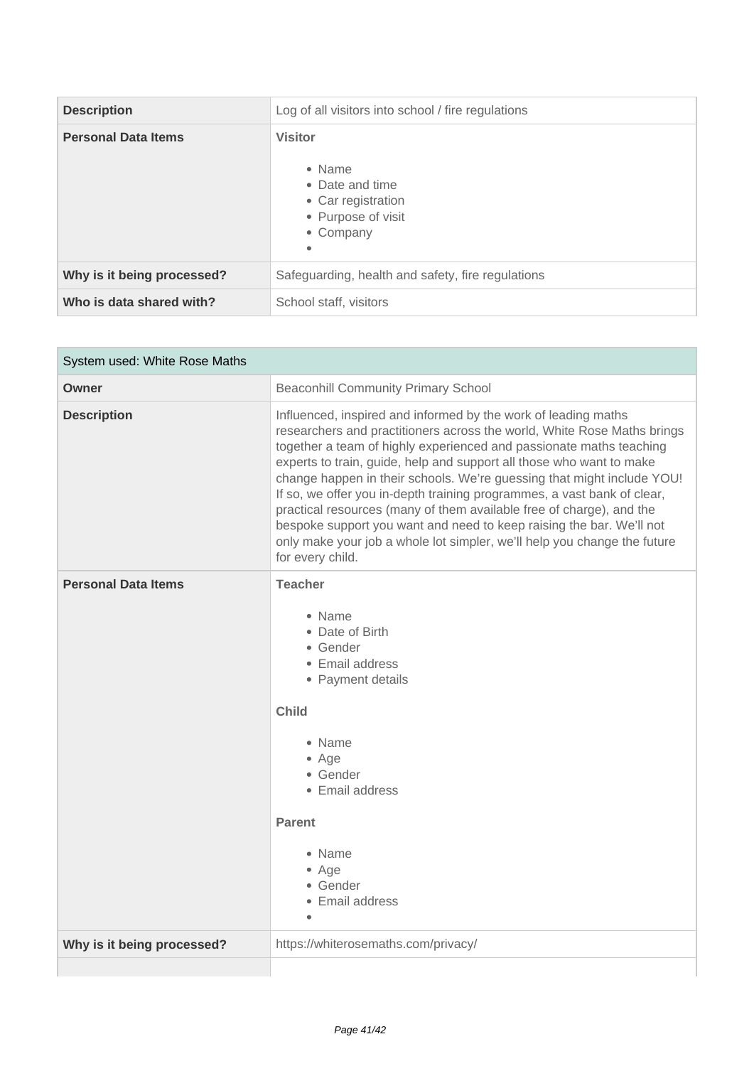| Description | Log of all visitors into school / fire regulations |
| --- | --- |
| Personal Data Items | **Visitor**<br><br>• Name<br>• Date and time<br>• Car registration<br>• Purpose of visit<br>• Company<br>• |
| Why is it being processed? | Safeguarding, health and safety, fire regulations |
| Who is data shared with? | School staff, visitors |

| System used: White Rose Maths | |
| --- | --- |
| **Owner** | Beaconhill Community Primary School |
| **Description** | Influenced, inspired and informed by the work of leading maths researchers and practitioners across the world, White Rose Maths brings together a team of highly experienced and passionate maths teaching experts to train, guide, help and support all those who want to make change happen in their schools. We're guessing that might include YOU! If so, we offer you in-depth training programmes, a vast bank of clear, practical resources (many of them available free of charge), and the bespoke support you want and need to keep raising the bar. We'll not only make your job a whole lot simpler, we'll help you change the future for every child. |
| **Personal Data Items** | **Teacher**<br><br>• Name<br>• Date of Birth<br>• Gender<br>• Email address<br>• Payment details<br><br>**Child**<br><br>• Name<br>• Age<br>• Gender<br>• Email address<br><br>**Parent**<br><br>• Name<br>• Age<br>• Gender<br>• Email address<br>• |
| **Why is it being processed?** | https://whiterosemaths.com/privacy/ |
| | |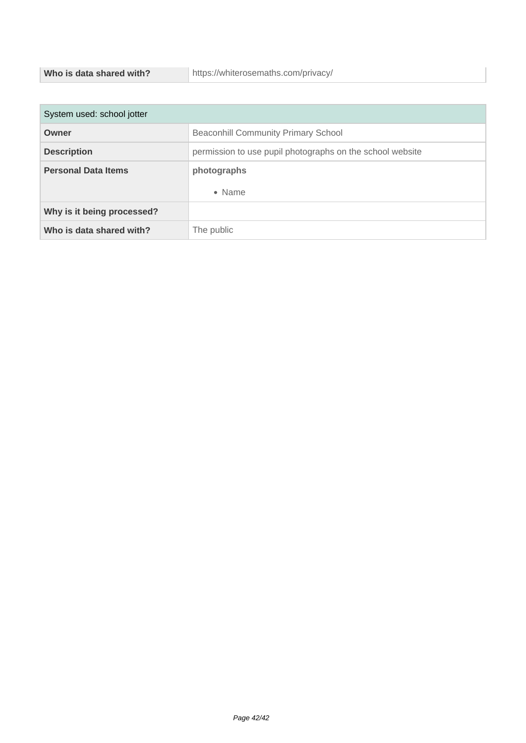| | |
|---|---|
| **Who is data shared with?** | https://whiterosemaths.com/privacy/ |

| System used: school jotter | |
|---|---|
| **Owner** | Beaconhill Community Primary School |
| **Description** | permission to use pupil photographs on the school website |
| **Personal Data Items** | **photographs**<br>• Name |
| **Why is it being processed?** | |
| **Who is data shared with?** | The public |